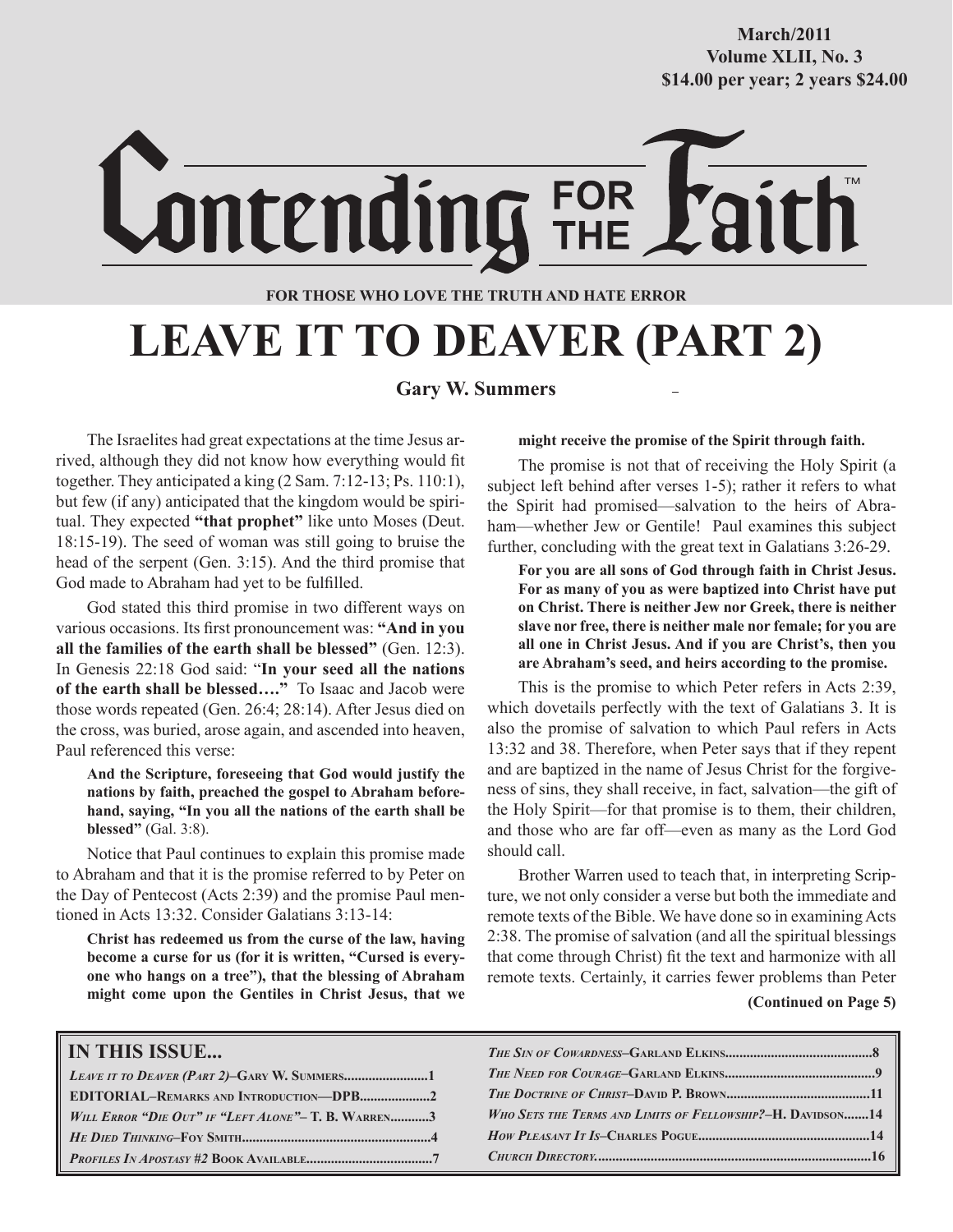March/2011
Volume XLII, No. 3
$14.00 per year; 2 years $24.00

# Contending FOR THE Faith™

**FOR THOSE WHO LOVE THE TRUTH AND HATE ERROR**

# LEAVE IT TO DEAVER (PART 2)

**Gary W. Summers**

The Israelites had great expectations at the time Jesus arrived, although they did not know how everything would fit together. They anticipated a king (2 Sam. 7:12-13; Ps. 110:1), but few (if any) anticipated that the kingdom would be spiritual. They expected **"that prophet"** like unto Moses (Deut. 18:15-19). The seed of woman was still going to bruise the head of the serpent (Gen. 3:15). And the third promise that God made to Abraham had yet to be fulfilled.

God stated this third promise in two different ways on various occasions. Its first pronouncement was: **"And in you all the families of the earth shall be blessed"** (Gen. 12:3). In Genesis 22:18 God said: "**In your seed all the nations of the earth shall be blessed…."** To Isaac and Jacob were those words repeated (Gen. 26:4; 28:14). After Jesus died on the cross, was buried, arose again, and ascended into heaven, Paul referenced this verse:

> **And the Scripture, foreseeing that God would justify the nations by faith, preached the gospel to Abraham beforehand, saying, "In you all the nations of the earth shall be blessed"** (Gal. 3:8).

Notice that Paul continues to explain this promise made to Abraham and that it is the promise referred to by Peter on the Day of Pentecost (Acts 2:39) and the promise Paul mentioned in Acts 13:32. Consider Galatians 3:13-14:

> **Christ has redeemed us from the curse of the law, having become a curse for us (for it is written, "Cursed is everyone who hangs on a tree"), that the blessing of Abraham might come upon the Gentiles in Christ Jesus, that we might receive the promise of the Spirit through faith.**

The promise is not that of receiving the Holy Spirit (a subject left behind after verses 1-5); rather it refers to what the Spirit had promised—salvation to the heirs of Abraham—whether Jew or Gentile! Paul examines this subject further, concluding with the great text in Galatians 3:26-29.

> **For you are all sons of God through faith in Christ Jesus. For as many of you as were baptized into Christ have put on Christ. There is neither Jew nor Greek, there is neither slave nor free, there is neither male nor female; for you are all one in Christ Jesus. And if you are Christ's, then you are Abraham's seed, and heirs according to the promise.**

This is the promise to which Peter refers in Acts 2:39, which dovetails perfectly with the text of Galatians 3. It is also the promise of salvation to which Paul refers in Acts 13:32 and 38. Therefore, when Peter says that if they repent and are baptized in the name of Jesus Christ for the forgiveness of sins, they shall receive, in fact, salvation—the gift of the Holy Spirit—for that promise is to them, their children, and those who are far off—even as many as the Lord God should call.

Brother Warren used to teach that, in interpreting Scripture, we not only consider a verse but both the immediate and remote texts of the Bible. We have done so in examining Acts 2:38. The promise of salvation (and all the spiritual blessings that come through Christ) fit the text and harmonize with all remote texts. Certainly, it carries fewer problems than Peter

**(Continued on Page 5)**

## IN THIS ISSUE...

- *Leave it to Deaver (Part 2)*–Gary W. Summers........................1
- EDITORIAL–Remarks and Introduction—DPB....................2
- *Will Error "Die Out" if "Left Alone"*– T. B. Warren...........3
- *He Died Thinking*–Foy Smith.....................................................4
- *Profiles In Apostasy #2* Book Available....................................7
- *The Sin of Cowardness*–Garland Elkins.........................................8
- *The Need for Courage*–Garland Elkins..........................................9
- *The Doctrine of Christ*–David P. Brown........................................11
- *Who Sets the Terms and Limits of Fellowship?*–H. Davidson.......14
- *How Pleasant It Is*–Charles Pogue................................................14
- *Church Directory*.............................................................................16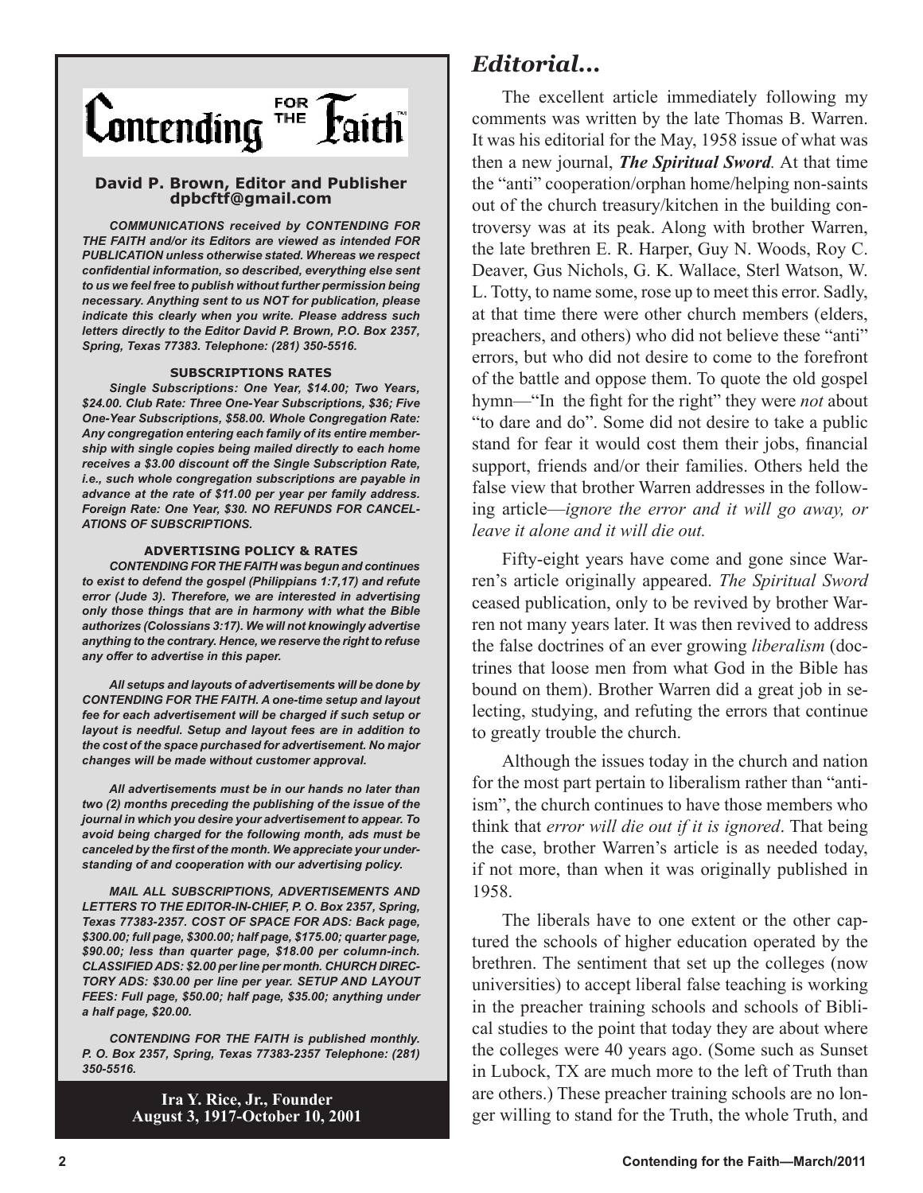# Contending FOR THE Faith™

**David P. Brown, Editor and Publisher**
**dpbcftf@gmail.com**

***COMMUNICATIONS received by CONTENDING FOR THE FAITH and/or its Editors are viewed as intended FOR PUBLICATION unless otherwise stated. Whereas we respect confidential information, so described, everything else sent to us we feel free to publish without further permission being necessary. Anything sent to us NOT for publication, please indicate this clearly when you write. Please address such letters directly to the Editor David P. Brown, P.O. Box 2357, Spring, Texas 77383. Telephone: (281) 350-5516.***

**SUBSCRIPTIONS RATES**

***Single Subscriptions: One Year, $14.00; Two Years, $24.00. Club Rate: Three One-Year Subscriptions, $36; Five One-Year Subscriptions, $58.00. Whole Congregation Rate: Any congregation entering each family of its entire membership with single copies being mailed directly to each home receives a $3.00 discount off the Single Subscription Rate, i.e., such whole congregation subscriptions are payable in advance at the rate of $11.00 per year per family address. Foreign Rate: One Year, $30. NO REFUNDS FOR CANCELATIONS OF SUBSCRIPTIONS.***

**ADVERTISING POLICY & RATES**

***CONTENDING FOR THE FAITH was begun and continues to exist to defend the gospel (Philippians 1:7,17) and refute error (Jude 3). Therefore, we are interested in advertising only those things that are in harmony with what the Bible authorizes (Colossians 3:17). We will not knowingly advertise anything to the contrary. Hence, we reserve the right to refuse any offer to advertise in this paper.***

***All setups and layouts of advertisements will be done by CONTENDING FOR THE FAITH. A one-time setup and layout fee for each advertisement will be charged if such setup or layout is needful. Setup and layout fees are in addition to the cost of the space purchased for advertisement. No major changes will be made without customer approval.***

***All advertisements must be in our hands no later than two (2) months preceding the publishing of the issue of the journal in which you desire your advertisement to appear. To avoid being charged for the following month, ads must be canceled by the first of the month. We appreciate your understanding of and cooperation with our advertising policy.***

***MAIL ALL SUBSCRIPTIONS, ADVERTISEMENTS AND LETTERS TO THE EDITOR-IN-CHIEF, P. O. Box 2357, Spring, Texas 77383-2357. COST OF SPACE FOR ADS: Back page, $300.00; full page, $300.00; half page, $175.00; quarter page, $90.00; less than quarter page, $18.00 per column-inch. CLASSIFIED ADS: $2.00 per line per month. CHURCH DIRECTORY ADS: $30.00 per line per year. SETUP AND LAYOUT FEES: Full page, $50.00; half page, $35.00; anything under a half page, $20.00.***

***CONTENDING FOR THE FAITH is published monthly. P. O. Box 2357, Spring, Texas 77383-2357 Telephone: (281) 350-5516.***

**Ira Y. Rice, Jr., Founder**
**August 3, 1917-October 10, 2001**

## *Editorial...*

The excellent article immediately following my comments was written by the late Thomas B. Warren. It was his editorial for the May, 1958 issue of what was then a new journal, ***The Spiritual Sword***. At that time the "anti" cooperation/orphan home/helping non-saints out of the church treasury/kitchen in the building controversy was at its peak. Along with brother Warren, the late brethren E. R. Harper, Guy N. Woods, Roy C. Deaver, Gus Nichols, G. K. Wallace, Sterl Watson, W. L. Totty, to name some, rose up to meet this error. Sadly, at that time there were other church members (elders, preachers, and others) who did not believe these "anti" errors, but who did not desire to come to the forefront of the battle and oppose them. To quote the old gospel hymn—"In the fight for the right" they were *not* about "to dare and do". Some did not desire to take a public stand for fear it would cost them their jobs, financial support, friends and/or their families. Others held the false view that brother Warren addresses in the following article—*ignore the error and it will go away, or leave it alone and it will die out.*

Fifty-eight years have come and gone since Warren's article originally appeared. *The Spiritual Sword* ceased publication, only to be revived by brother Warren not many years later. It was then revived to address the false doctrines of an ever growing *liberalism* (doctrines that loose men from what God in the Bible has bound on them). Brother Warren did a great job in selecting, studying, and refuting the errors that continue to greatly trouble the church.

Although the issues today in the church and nation for the most part pertain to liberalism rather than "antiism", the church continues to have those members who think that *error will die out if it is ignored*. That being the case, brother Warren's article is as needed today, if not more, than when it was originally published in 1958.

The liberals have to one extent or the other captured the schools of higher education operated by the brethren. The sentiment that set up the colleges (now universities) to accept liberal false teaching is working in the preacher training schools and schools of Biblical studies to the point that today they are about where the colleges were 40 years ago. (Some such as Sunset in Lubock, TX are much more to the left of Truth than are others.) These preacher training schools are no longer willing to stand for the Truth, the whole Truth, and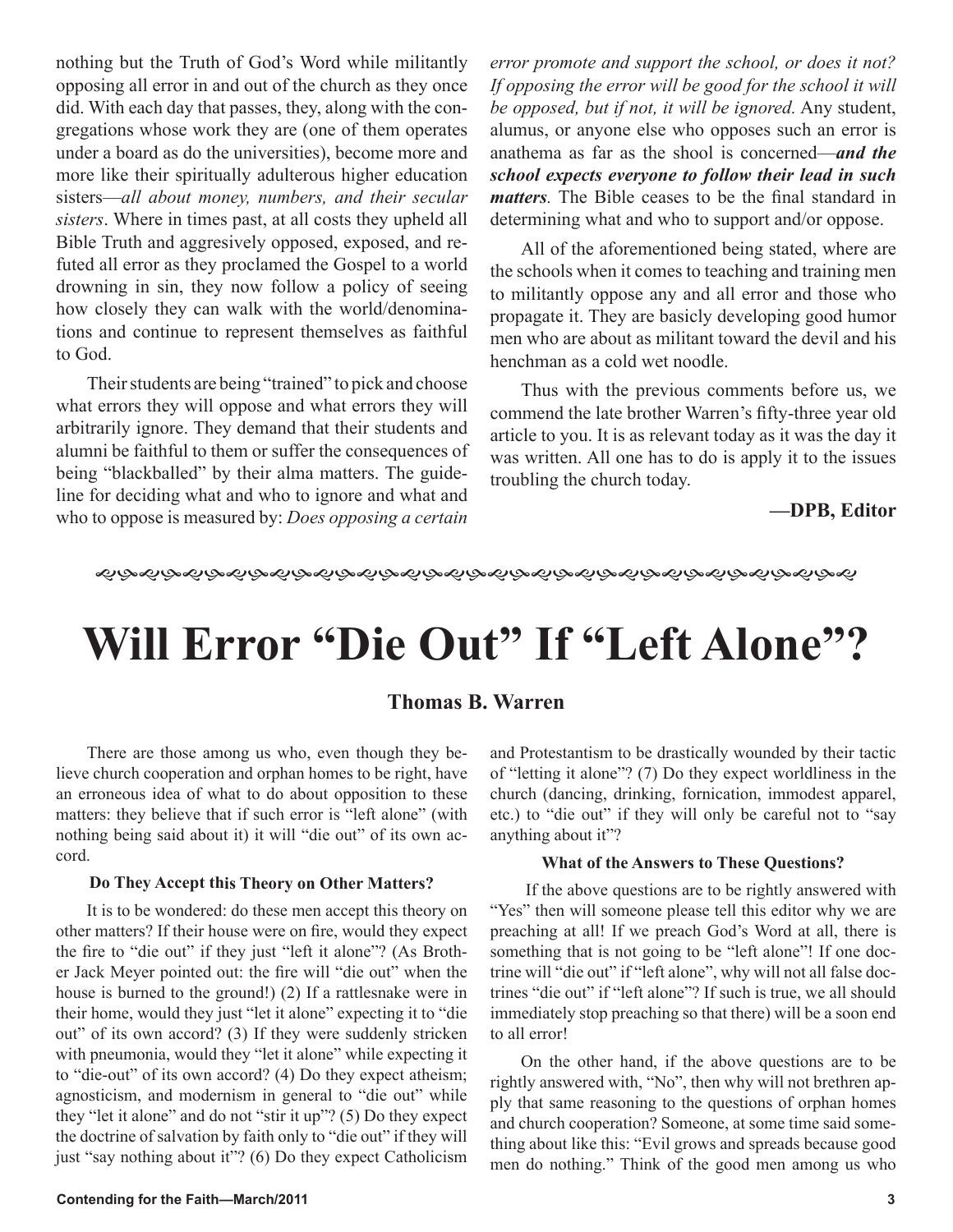nothing but the Truth of God's Word while militantly opposing all error in and out of the church as they once did. With each day that passes, they, along with the congregations whose work they are (one of them operates under a board as do the universities), become more and more like their spiritually adulterous higher education sisters—*all about money, numbers, and their secular sisters*. Where in times past, at all costs they upheld all Bible Truth and aggresively opposed, exposed, and refuted all error as they proclamed the Gospel to a world drowning in sin, they now follow a policy of seeing how closely they can walk with the world/denominations and continue to represent themselves as faithful to God.

Their students are being "trained" to pick and choose what errors they will oppose and what errors they will arbitrarily ignore. They demand that their students and alumni be faithful to them or suffer the consequences of being "blackballed" by their alma matters. The guideline for deciding what and who to ignore and what and who to oppose is measured by: *Does opposing a certain error promote and support the school, or does it not? If opposing the error will be good for the school it will be opposed, but if not, it will be ignored.* Any student, alumus, or anyone else who opposes such an error is anathema as far as the shool is concerned—***and the school expects everyone to follow their lead in such matters***. The Bible ceases to be the final standard in determining what and who to support and/or oppose.

All of the aforementioned being stated, where are the schools when it comes to teaching and training men to militantly oppose any and all error and those who propagate it. They are basicly developing good humor men who are about as militant toward the devil and his henchman as a cold wet noodle.

Thus with the previous comments before us, we commend the late brother Warren's fifty-three year old article to you. It is as relevant today as it was the day it was written. All one has to do is apply it to the issues troubling the church today.

**—DPB, Editor**

# Will Error "Die Out" If "Left Alone"?

**Thomas B. Warren**

There are those among us who, even though they believe church cooperation and orphan homes to be right, have an erroneous idea of what to do about opposition to these matters: they believe that if such error is "left alone" (with nothing being said about it) it will "die out" of its own accord.

### Do They Accept this Theory on Other Matters?

It is to be wondered: do these men accept this theory on other matters? If their house were on fire, would they expect the fire to "die out" if they just "left it alone"? (As Brother Jack Meyer pointed out: the fire will "die out" when the house is burned to the ground!) (2) If a rattlesnake were in their home, would they just "let it alone" expecting it to "die out" of its own accord? (3) If they were suddenly stricken with pneumonia, would they "let it alone" while expecting it to "die-out" of its own accord? (4) Do they expect atheism; agnosticism, and modernism in general to "die out" while they "let it alone" and do not "stir it up"? (5) Do they expect the doctrine of salvation by faith only to "die out" if they will just "say nothing about it"? (6) Do they expect Catholicism and Protestantism to be drastically wounded by their tactic of "letting it alone"? (7) Do they expect worldliness in the church (dancing, drinking, fornication, immodest apparel, etc.) to "die out" if they will only be careful not to "say anything about it"?

### What of the Answers to These Questions?

If the above questions are to be rightly answered with "Yes" then will someone please tell this editor why we are preaching at all! If we preach God's Word at all, there is something that is not going to be "left alone"! If one doctrine will "die out" if "left alone", why will not all false doctrines "die out" if "left alone"? If such is true, we all should immediately stop preaching so that there) will be a soon end to all error!

On the other hand, if the above questions are to be rightly answered with, "No", then why will not brethren apply that same reasoning to the questions of orphan homes and church cooperation? Someone, at some time said something about like this: "Evil grows and spreads because good men do nothing." Think of the good men among us who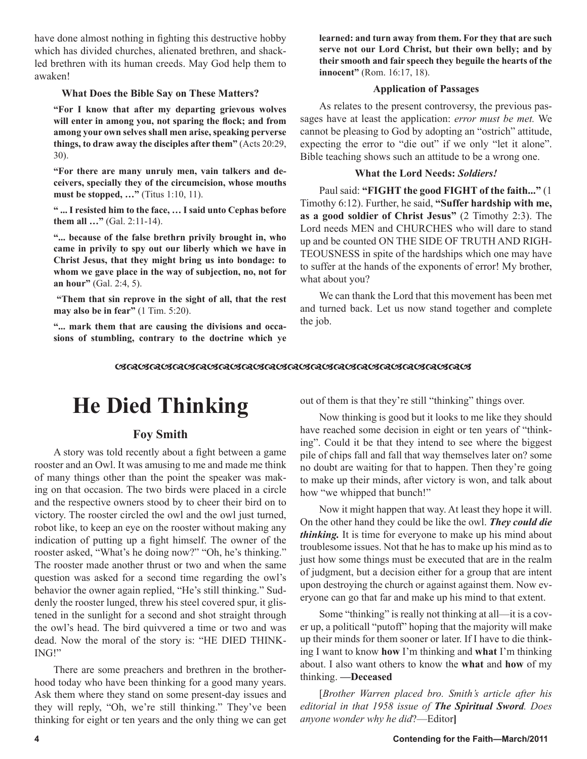have done almost nothing in fighting this destructive hobby which has divided churches, alienated brethren, and shackled brethren with its human creeds. May God help them to awaken!

### What Does the Bible Say on These Matters?

**"For I know that after my departing grievous wolves will enter in among you, not sparing the flock; and from among your own selves shall men arise, speaking perverse things, to draw away the disciples after them"** (Acts 20:29, 30).

**"For there are many unruly men, vain talkers and deceivers, specially they of the circumcision, whose mouths must be stopped, …"** (Titus 1:10, 11).

**" ... I resisted him to the face, … I said unto Cephas before them all …"** (Gal. 2:11-14).

**"... because of the false brethrn privily brought in, who came in privily to spy out our liberly which we have in Christ Jesus, that they might bring us into bondage: to whom we gave place in the way of subjection, no, not for an hour"** (Gal. 2:4, 5).

**"Them that sin reprove in the sight of all, that the rest may also be in fear"** (1 Tim. 5:20).

**"... mark them that are causing the divisions and occasions of stumbling, contrary to the doctrine which ye learned: and turn away from them. For they that are such serve not our Lord Christ, but their own belly; and by their smooth and fair speech they beguile the hearts of the innocent"** (Rom. 16:17, 18).

### Application of Passages

As relates to the present controversy, the previous passages have at least the application: *error must be met.* We cannot be pleasing to God by adopting an "ostrich" attitude, expecting the error to "die out" if we only "let it alone". Bible teaching shows such an attitude to be a wrong one.

### What the Lord Needs: *Soldiers!*

Paul said: **"FIGHT the good FIGHT of the faith..."** (1 Timothy 6:12). Further, he said, **"Suffer hardship with me, as a good soldier of Christ Jesus"** (2 Timothy 2:3). The Lord needs MEN and CHURCHES who will dare to stand up and be counted ON THE SIDE OF TRUTH AND RIGHTEOUSNESS in spite of the hardships which one may have to suffer at the hands of the exponents of error! My brother, what about you?

We can thank the Lord that this movement has been met and turned back. Let us now stand together and complete the job.

# He Died Thinking

## Foy Smith

A story was told recently about a fight between a game rooster and an Owl. It was amusing to me and made me think of many things other than the point the speaker was making on that occasion. The two birds were placed in a circle and the respective owners stood by to cheer their bird on to victory. The rooster circled the owl and the owl just turned, robot like, to keep an eye on the rooster without making any indication of putting up a fight himself. The owner of the rooster asked, "What's he doing now?" "Oh, he's thinking." The rooster made another thrust or two and when the same question was asked for a second time regarding the owl's behavior the owner again replied, "He's still thinking." Suddenly the rooster lunged, threw his steel covered spur, it glistened in the sunlight for a second and shot straight through the owl's head. The bird quivvered a time or two and was dead. Now the moral of the story is: "HE DIED THINKING!"

There are some preachers and brethren in the brotherhood today who have been thinking for a good many years. Ask them where they stand on some present-day issues and they will reply, "Oh, we're still thinking." They've been thinking for eight or ten years and the only thing we can get out of them is that they're still "thinking" things over.

Now thinking is good but it looks to me like they should have reached some decision in eight or ten years of "thinking". Could it be that they intend to see where the biggest pile of chips fall and fall that way themselves later on? some no doubt are waiting for that to happen. Then they're going to make up their minds, after victory is won, and talk about how "we whipped that bunch!"

Now it might happen that way. At least they hope it will. On the other hand they could be like the owl. ***They could die thinking.*** It is time for everyone to make up his mind about troublesome issues. Not that he has to make up his mind as to just how some things must be executed that are in the realm of judgment, but a decision either for a group that are intent upon destroying the church or against against them. Now everyone can go that far and make up his mind to that extent.

Some "thinking" is really not thinking at all—it is a cover up, a politicall "putoff" hoping that the majority will make up their minds for them sooner or later. If I have to die thinking I want to know **how** I'm thinking and **what** I'm thinking about. I also want others to know the **what** and **how** of my thinking. **—Deceased**

[*Brother Warren placed bro. Smith's article after his editorial in that 1958 issue of **The Spiritual Sword**. Does anyone wonder why he did*?—Editor**]**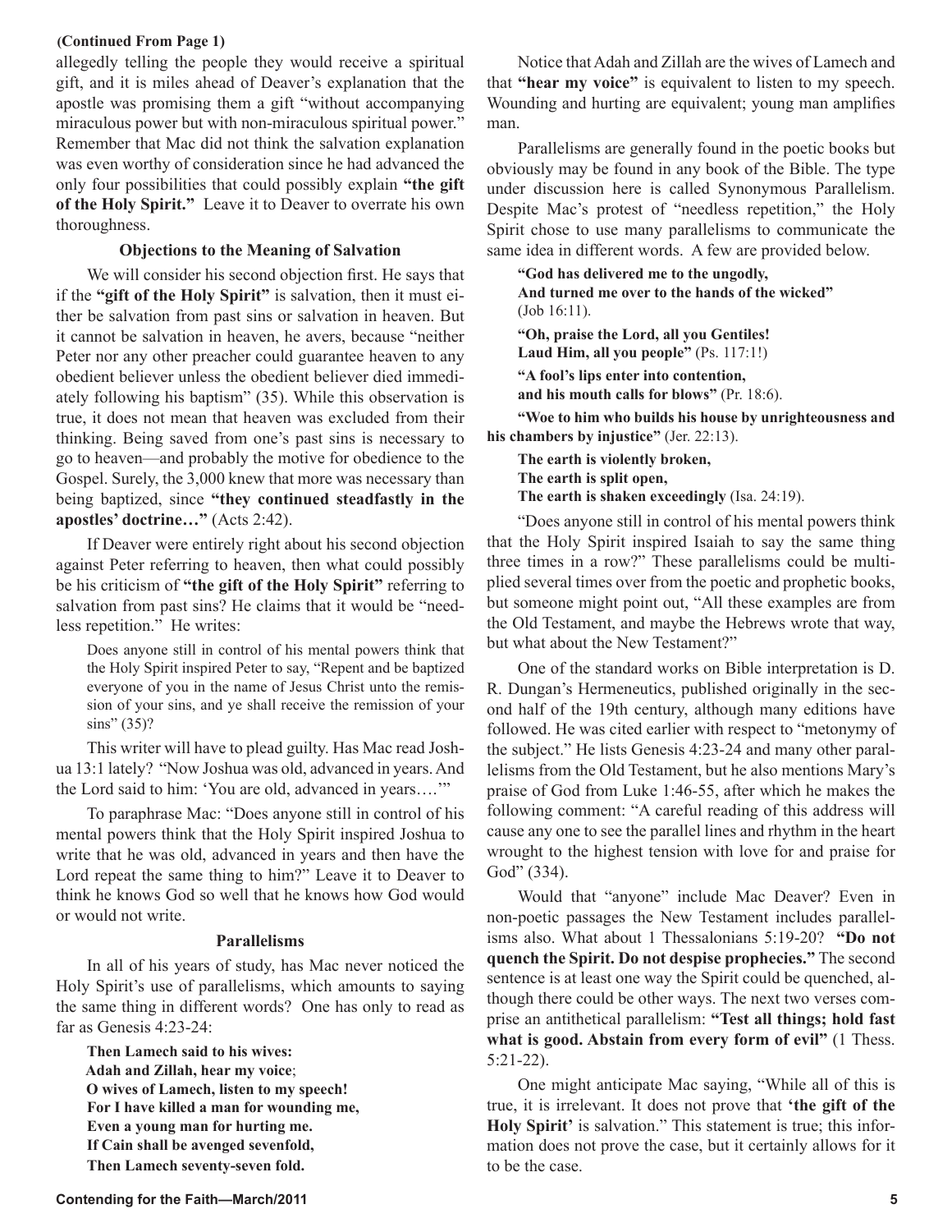**(Continued From Page 1)**

allegedly telling the people they would receive a spiritual gift, and it is miles ahead of Deaver's explanation that the apostle was promising them a gift "without accompanying miraculous power but with non-miraculous spiritual power." Remember that Mac did not think the salvation explanation was even worthy of consideration since he had advanced the only four possibilities that could possibly explain **"the gift of the Holy Spirit."** Leave it to Deaver to overrate his own thoroughness.

### Objections to the Meaning of Salvation

We will consider his second objection first. He says that if the **"gift of the Holy Spirit"** is salvation, then it must either be salvation from past sins or salvation in heaven. But it cannot be salvation in heaven, he avers, because "neither Peter nor any other preacher could guarantee heaven to any obedient believer unless the obedient believer died immediately following his baptism" (35). While this observation is true, it does not mean that heaven was excluded from their thinking. Being saved from one's past sins is necessary to go to heaven—and probably the motive for obedience to the Gospel. Surely, the 3,000 knew that more was necessary than being baptized, since **"they continued steadfastly in the apostles' doctrine…"** (Acts 2:42).

If Deaver were entirely right about his second objection against Peter referring to heaven, then what could possibly be his criticism of **"the gift of the Holy Spirit"** referring to salvation from past sins? He claims that it would be "needless repetition." He writes:

> Does anyone still in control of his mental powers think that the Holy Spirit inspired Peter to say, "Repent and be baptized everyone of you in the name of Jesus Christ unto the remission of your sins, and ye shall receive the remission of your sins" (35)?

This writer will have to plead guilty. Has Mac read Joshua 13:1 lately? "Now Joshua was old, advanced in years. And the Lord said to him: 'You are old, advanced in years….'"

To paraphrase Mac: "Does anyone still in control of his mental powers think that the Holy Spirit inspired Joshua to write that he was old, advanced in years and then have the Lord repeat the same thing to him?" Leave it to Deaver to think he knows God so well that he knows how God would or would not write.

### Parallelisms

In all of his years of study, has Mac never noticed the Holy Spirit's use of parallelisms, which amounts to saying the same thing in different words? One has only to read as far as Genesis 4:23-24:

> **Then Lamech said to his wives:**
> **Adah and Zillah, hear my voice**;
> **O wives of Lamech, listen to my speech!**
> **For I have killed a man for wounding me,**
> **Even a young man for hurting me.**
> **If Cain shall be avenged sevenfold,**
> **Then Lamech seventy-seven fold.**

Notice that Adah and Zillah are the wives of Lamech and that **"hear my voice"** is equivalent to listen to my speech. Wounding and hurting are equivalent; young man amplifies man.

Parallelisms are generally found in the poetic books but obviously may be found in any book of the Bible. The type under discussion here is called Synonymous Parallelism. Despite Mac's protest of "needless repetition," the Holy Spirit chose to use many parallelisms to communicate the same idea in different words. A few are provided below.

> **"God has delivered me to the ungodly,**
> **And turned me over to the hands of the wicked"** (Job 16:11).
>
> **"Oh, praise the Lord, all you Gentiles!**
> **Laud Him, all you people"** (Ps. 117:1!)
>
> **"A fool's lips enter into contention,**
> **and his mouth calls for blows"** (Pr. 18:6).
>
> **"Woe to him who builds his house by unrighteousness and his chambers by injustice"** (Jer. 22:13).
>
> **The earth is violently broken,**
> **The earth is split open,**
> **The earth is shaken exceedingly** (Isa. 24:19).

"Does anyone still in control of his mental powers think that the Holy Spirit inspired Isaiah to say the same thing three times in a row?" These parallelisms could be multiplied several times over from the poetic and prophetic books, but someone might point out, "All these examples are from the Old Testament, and maybe the Hebrews wrote that way, but what about the New Testament?"

One of the standard works on Bible interpretation is D. R. Dungan's Hermeneutics, published originally in the second half of the 19th century, although many editions have followed. He was cited earlier with respect to "metonymy of the subject." He lists Genesis 4:23-24 and many other parallelisms from the Old Testament, but he also mentions Mary's praise of God from Luke 1:46-55, after which he makes the following comment: "A careful reading of this address will cause any one to see the parallel lines and rhythm in the heart wrought to the highest tension with love for and praise for God" (334).

Would that "anyone" include Mac Deaver? Even in non-poetic passages the New Testament includes parallelisms also. What about 1 Thessalonians 5:19-20? **"Do not quench the Spirit. Do not despise prophecies."** The second sentence is at least one way the Spirit could be quenched, although there could be other ways. The next two verses comprise an antithetical parallelism: **"Test all things; hold fast what is good. Abstain from every form of evil"** (1 Thess. 5:21-22).

One might anticipate Mac saying, "While all of this is true, it is irrelevant. It does not prove that **'the gift of the Holy Spirit'** is salvation." This statement is true; this information does not prove the case, but it certainly allows for it to be the case.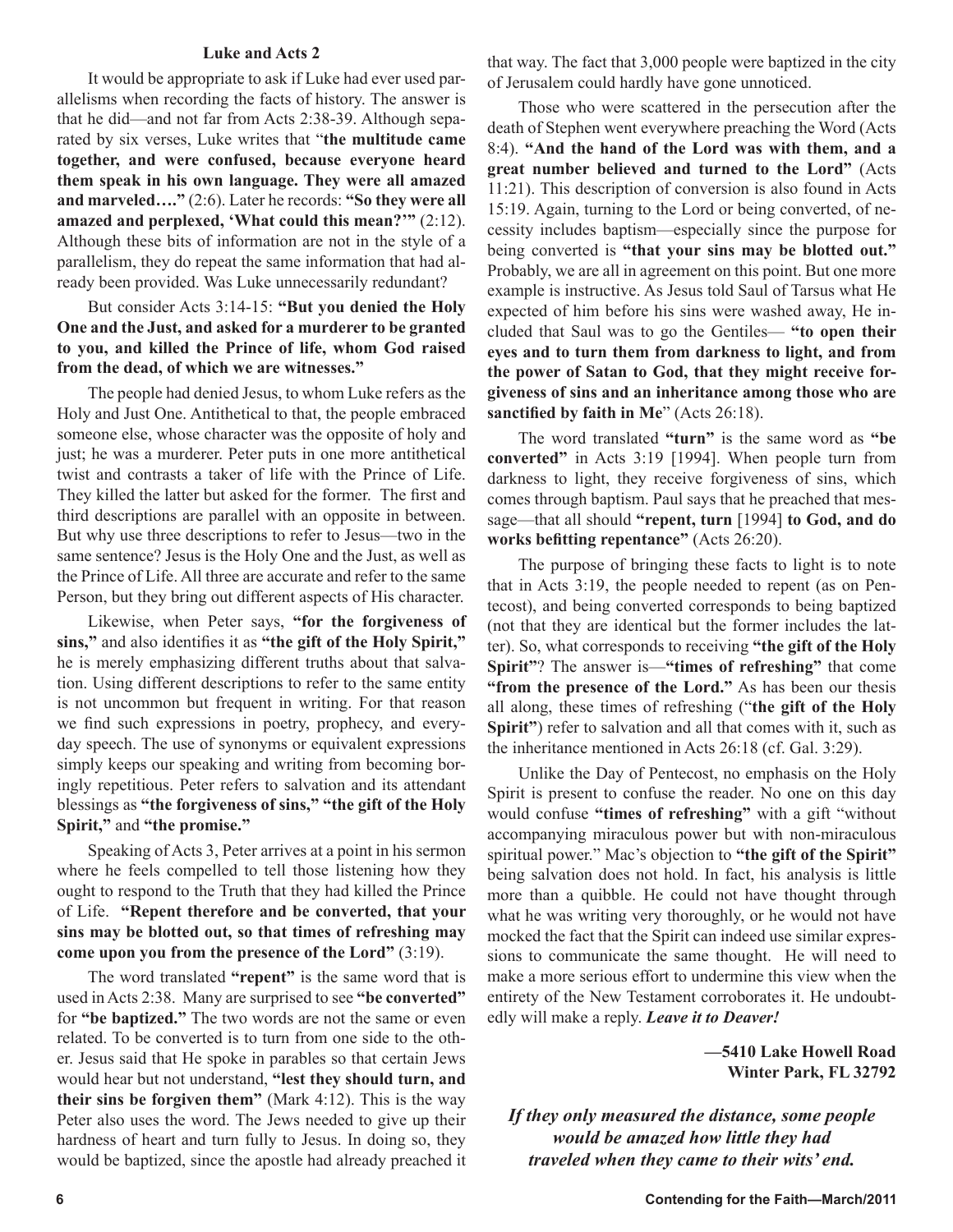### Luke and Acts 2

It would be appropriate to ask if Luke had ever used parallelisms when recording the facts of history. The answer is that he did—and not far from Acts 2:38-39. Although separated by six verses, Luke writes that "**the multitude came together, and were confused, because everyone heard them speak in his own language. They were all amazed and marveled…."** (2:6). Later he records: **"So they were all amazed and perplexed, 'What could this mean?'"** (2:12). Although these bits of information are not in the style of a parallelism, they do repeat the same information that had already been provided. Was Luke unnecessarily redundant?

But consider Acts 3:14-15: **"But you denied the Holy One and the Just, and asked for a murderer to be granted to you, and killed the Prince of life, whom God raised from the dead, of which we are witnesses."**

The people had denied Jesus, to whom Luke refers as the Holy and Just One. Antithetical to that, the people embraced someone else, whose character was the opposite of holy and just; he was a murderer. Peter puts in one more antithetical twist and contrasts a taker of life with the Prince of Life. They killed the latter but asked for the former. The first and third descriptions are parallel with an opposite in between. But why use three descriptions to refer to Jesus—two in the same sentence? Jesus is the Holy One and the Just, as well as the Prince of Life. All three are accurate and refer to the same Person, but they bring out different aspects of His character.

Likewise, when Peter says, **"for the forgiveness of sins,"** and also identifies it as **"the gift of the Holy Spirit,"** he is merely emphasizing different truths about that salvation. Using different descriptions to refer to the same entity is not uncommon but frequent in writing. For that reason we find such expressions in poetry, prophecy, and everyday speech. The use of synonyms or equivalent expressions simply keeps our speaking and writing from becoming boringly repetitious. Peter refers to salvation and its attendant blessings as **"the forgiveness of sins," "the gift of the Holy Spirit,"** and **"the promise."**

Speaking of Acts 3, Peter arrives at a point in his sermon where he feels compelled to tell those listening how they ought to respond to the Truth that they had killed the Prince of Life. **"Repent therefore and be converted, that your sins may be blotted out, so that times of refreshing may come upon you from the presence of the Lord"** (3:19).

The word translated **"repent"** is the same word that is used in Acts 2:38. Many are surprised to see **"be converted"** for **"be baptized."** The two words are not the same or even related. To be converted is to turn from one side to the other. Jesus said that He spoke in parables so that certain Jews would hear but not understand, **"lest they should turn, and their sins be forgiven them"** (Mark 4:12). This is the way Peter also uses the word. The Jews needed to give up their hardness of heart and turn fully to Jesus. In doing so, they would be baptized, since the apostle had already preached it that way. The fact that 3,000 people were baptized in the city of Jerusalem could hardly have gone unnoticed.

Those who were scattered in the persecution after the death of Stephen went everywhere preaching the Word (Acts 8:4). **"And the hand of the Lord was with them, and a great number believed and turned to the Lord"** (Acts 11:21). This description of conversion is also found in Acts 15:19. Again, turning to the Lord or being converted, of necessity includes baptism—especially since the purpose for being converted is **"that your sins may be blotted out."** Probably, we are all in agreement on this point. But one more example is instructive. As Jesus told Saul of Tarsus what He expected of him before his sins were washed away, He included that Saul was to go the Gentiles— **"to open their eyes and to turn them from darkness to light, and from the power of Satan to God, that they might receive forgiveness of sins and an inheritance among those who are sanctified by faith in Me**" (Acts 26:18).

The word translated **"turn"** is the same word as **"be converted"** in Acts 3:19 [1994]. When people turn from darkness to light, they receive forgiveness of sins, which comes through baptism. Paul says that he preached that message—that all should **"repent, turn** [1994] **to God, and do works befitting repentance"** (Acts 26:20).

The purpose of bringing these facts to light is to note that in Acts 3:19, the people needed to repent (as on Pentecost), and being converted corresponds to being baptized (not that they are identical but the former includes the latter). So, what corresponds to receiving **"the gift of the Holy Spirit"**? The answer is—**"times of refreshing"** that come **"from the presence of the Lord."** As has been our thesis all along, these times of refreshing ("**the gift of the Holy Spirit"**) refer to salvation and all that comes with it, such as the inheritance mentioned in Acts 26:18 (cf. Gal. 3:29).

Unlike the Day of Pentecost, no emphasis on the Holy Spirit is present to confuse the reader. No one on this day would confuse **"times of refreshing"** with a gift "without accompanying miraculous power but with non-miraculous spiritual power." Mac's objection to **"the gift of the Spirit"** being salvation does not hold. In fact, his analysis is little more than a quibble. He could not have thought through what he was writing very thoroughly, or he would not have mocked the fact that the Spirit can indeed use similar expressions to communicate the same thought. He will need to make a more serious effort to undermine this view when the entirety of the New Testament corroborates it. He undoubtedly will make a reply. ***Leave it to Deaver!***

**—5410 Lake Howell Road**
**Winter Park, FL 32792**

***If they only measured the distance, some people would be amazed how little they had traveled when they came to their wits' end.***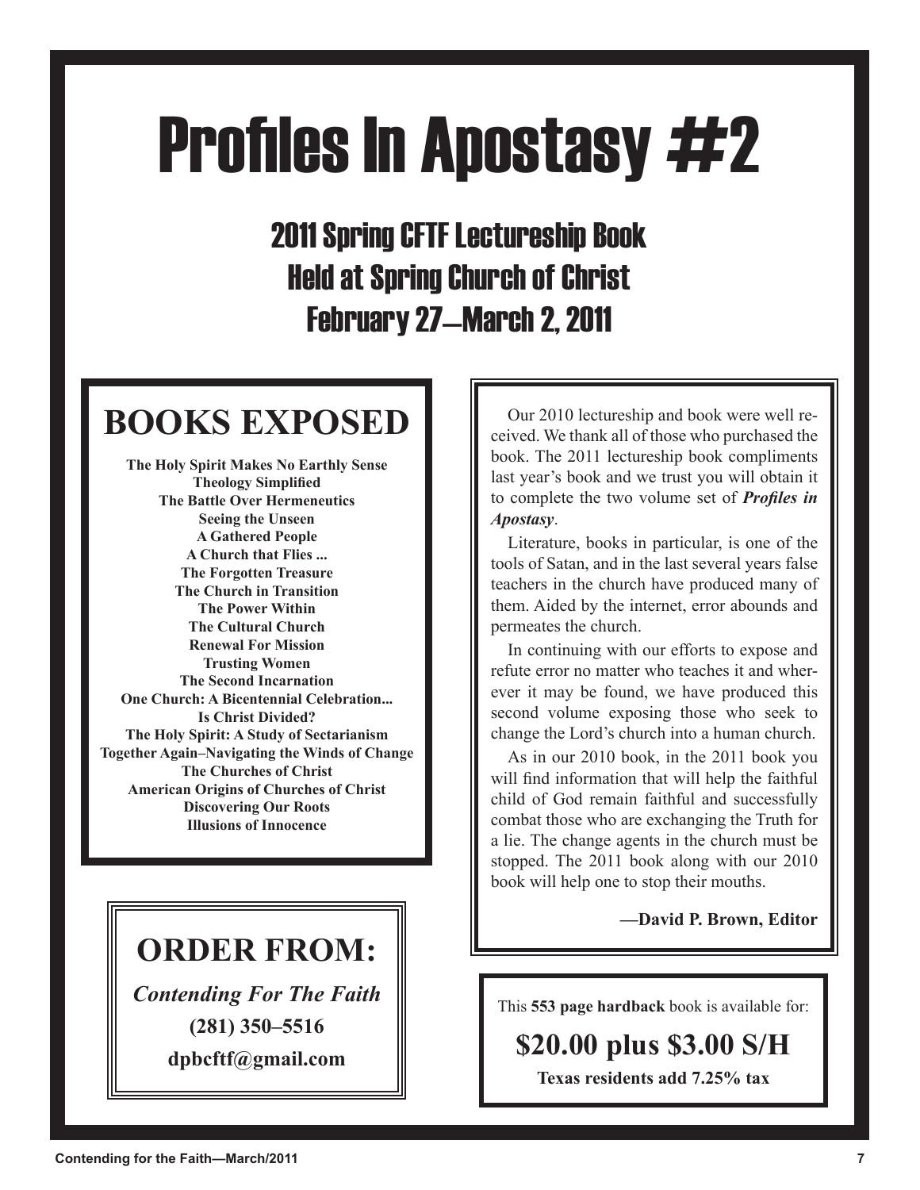# Profiles In Apostasy #2

## 2011 Spring CFTF Lectureship Book
## Held at Spring Church of Christ
## February 27—March 2, 2011

## BOOKS EXPOSED

**The Holy Spirit Makes No Earthly Sense**
**Theology Simplified**
**The Battle Over Hermeneutics**
**Seeing the Unseen**
**A Gathered People**
**A Church that Flies ...**
**The Forgotten Treasure**
**The Church in Transition**
**The Power Within**
**The Cultural Church**
**Renewal For Mission**
**Trusting Women**
**The Second Incarnation**
**One Church: A Bicentennial Celebration...**
**Is Christ Divided?**
**The Holy Spirit: A Study of Sectarianism**
**Together Again–Navigating the Winds of Change**
**The Churches of Christ**
**American Origins of Churches of Christ**
**Discovering Our Roots**
**Illusions of Innocence**

## ORDER FROM:

***Contending For The Faith***

**(281) 350–5516**

**dpbcftf@gmail.com**

Our 2010 lectureship and book were well received. We thank all of those who purchased the book. The 2011 lectureship book compliments last year's book and we trust you will obtain it to complete the two volume set of ***Profiles in Apostasy***.

Literature, books in particular, is one of the tools of Satan, and in the last several years false teachers in the church have produced many of them. Aided by the internet, error abounds and permeates the church.

In continuing with our efforts to expose and refute error no matter who teaches it and wherever it may be found, we have produced this second volume exposing those who seek to change the Lord's church into a human church.

As in our 2010 book, in the 2011 book you will find information that will help the faithful child of God remain faithful and successfully combat those who are exchanging the Truth for a lie. The change agents in the church must be stopped. The 2011 book along with our 2010 book will help one to stop their mouths.

**—David P. Brown, Editor**

This **553 page hardback** book is available for:

**$20.00 plus $3.00 S/H**

**Texas residents add 7.25% tax**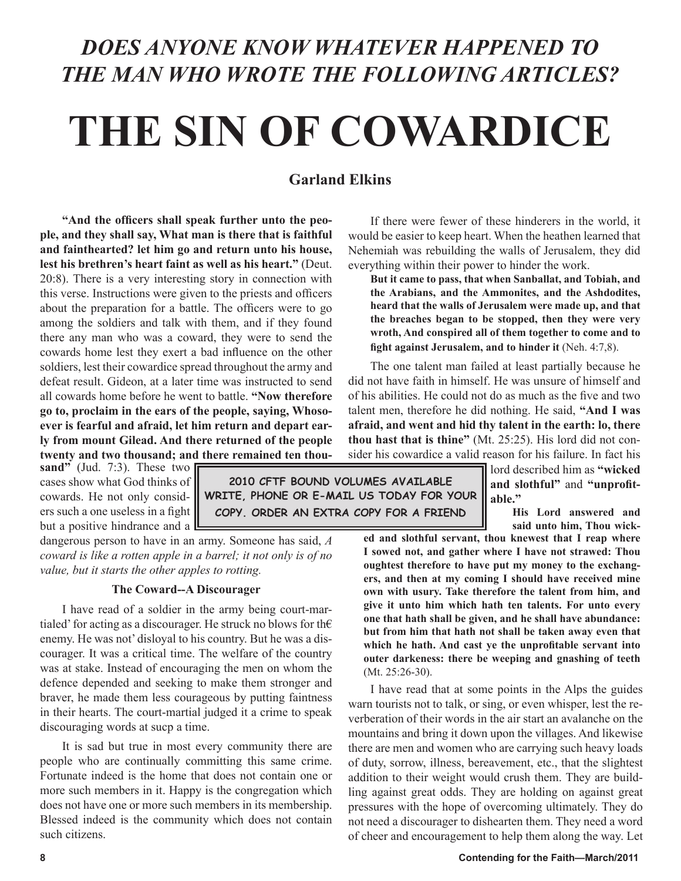## *DOES ANYONE KNOW WHATEVER HAPPENED TO THE MAN WHO WROTE THE FOLLOWING ARTICLES?*

# THE SIN OF COWARDICE

### Garland Elkins

**"And the officers shall speak further unto the people, and they shall say, What man is there that is faithful and fainthearted? let him go and return unto his house, lest his brethren's heart faint as well as his heart."** (Deut. 20:8). There is a very interesting story in connection with this verse. Instructions were given to the priests and officers about the preparation for a battle. The officers were to go among the soldiers and talk with them, and if they found there any man who was a coward, they were to send the cowards home lest they exert a bad influence on the other soldiers, lest their cowardice spread throughout the army and defeat result. Gideon, at a later time was instructed to send all cowards home before he went to battle. **"Now therefore go to, proclaim in the ears of the people, saying, Whosoever is fearful and afraid, let him return and depart early from mount Gilead. And there returned of the people twenty and two thousand; and there remained ten thousand"** (Jud. 7:3). These two cases show what God thinks of cowards. He not only considers such a one useless in a fight but a positive hindrance and a dangerous person to have in an army. Someone has said, *A coward is like a rotten apple in a barrel; it not only is of no value, but it starts the other apples to rotting.*

**2010 CFTF BOUND VOLUMES AVAILABLE WRITE, PHONE OR E-MAIL US TODAY FOR YOUR COPY. ORDER AN EXTRA COPY FOR A FRIEND**

#### The Coward--A Discourager

I have read of a soldier in the army being court-martialed' for acting as a discourager. He struck no blows for th€ enemy. He was not' disloyal to his country. But he was a discourager. It was a critical time. The welfare of the country was at stake. Instead of encouraging the men on whom the defence depended and seeking to make them stronger and braver, he made them less courageous by putting faintness in their hearts. The court-martial judged it a crime to speak discouraging words at sucp a time.

It is sad but true in most every community there are people who are continually committing this same crime. Fortunate indeed is the home that does not contain one or more such members in it. Happy is the congregation which does not have one or more such members in its membership. Blessed indeed is the community which does not contain such citizens.

If there were fewer of these hinderers in the world, it would be easier to keep heart. When the heathen learned that Nehemiah was rebuilding the walls of Jerusalem, they did everything within their power to hinder the work.

> **But it came to pass, that when Sanballat, and Tobiah, and the Arabians, and the Ammonites, and the Ashdodites, heard that the walls of Jerusalem were made up, and that the breaches began to be stopped, then they were very wroth, And conspired all of them together to come and to fight against Jerusalem, and to hinder it** (Neh. 4:7,8).

The one talent man failed at least partially because he did not have faith in himself. He was unsure of himself and of his abilities. He could not do as much as the five and two talent men, therefore he did nothing. He said, **"And I was afraid, and went and hid thy talent in the earth: lo, there thou hast that is thine"** (Mt. 25:25). His lord did not consider his cowardice a valid reason for his failure. In fact his lord described him as **"wicked and slothful"** and **"unprofitable."**

> **His Lord answered and said unto him, Thou wicked and slothful servant, thou knewest that I reap where I sowed not, and gather where I have not strawed: Thou oughtest therefore to have put my money to the exchangers, and then at my coming I should have received mine own with usury. Take therefore the talent from him, and give it unto him which hath ten talents. For unto every one that hath shall be given, and he shall have abundance: but from him that hath not shall be taken away even that which he hath. And cast ye the unprofitable servant into outer darkeness: there be weeping and gnashing of teeth** (Mt. 25:26-30).

I have read that at some points in the Alps the guides warn tourists not to talk, or sing, or even whisper, lest the reverberation of their words in the air start an avalanche on the mountains and bring it down upon the villages. And likewise there are men and women who are carrying such heavy loads of duty, sorrow, illness, bereavement, etc., that the slightest addition to their weight would crush them. They are building against great odds. They are holding on against great pressures with the hope of overcoming ultimately. They do not need a discourager to dishearten them. They need a word of cheer and encouragement to help them along the way. Let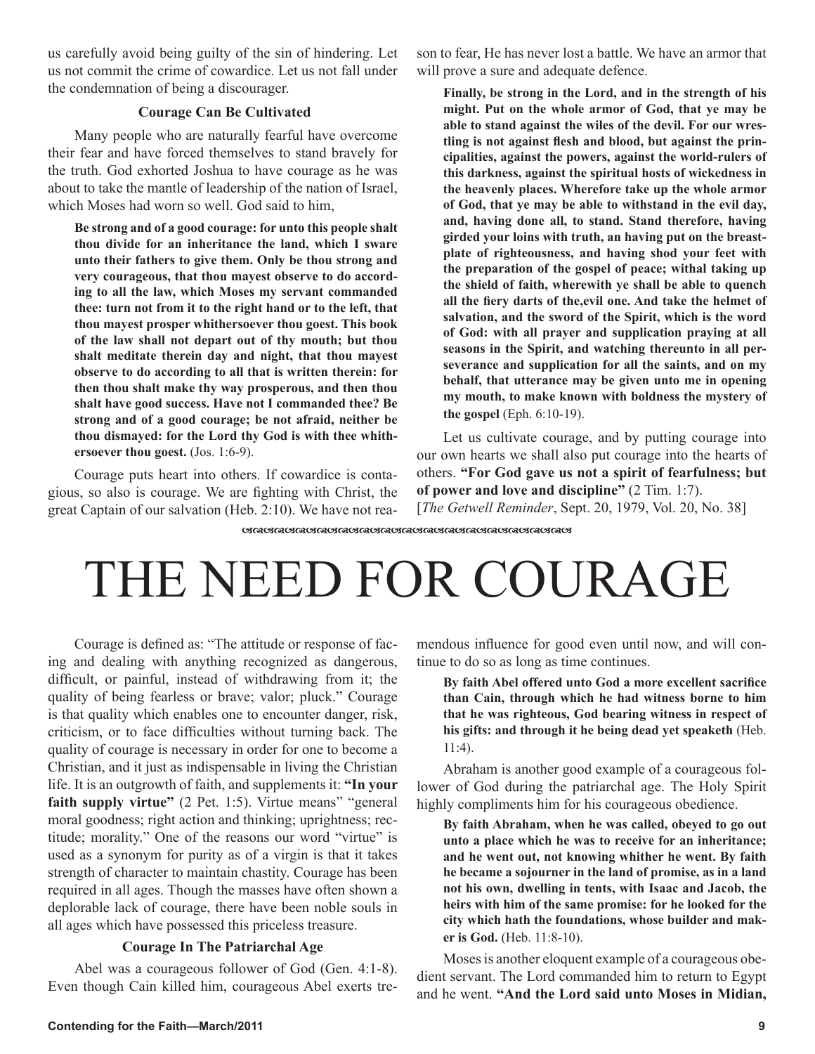us carefully avoid being guilty of the sin of hindering. Let us not commit the crime of cowardice. Let us not fall under the condemnation of being a discourager.

### Courage Can Be Cultivated

Many people who are naturally fearful have overcome their fear and have forced themselves to stand bravely for the truth. God exhorted Joshua to have courage as he was about to take the mantle of leadership of the nation of Israel, which Moses had worn so well. God said to him,

> **Be strong and of a good courage: for unto this people shalt thou divide for an inheritance the land, which I sware unto their fathers to give them. Only be thou strong and very courageous, that thou mayest observe to do according to all the law, which Moses my servant commanded thee: turn not from it to the right hand or to the left, that thou mayest prosper whithersoever thou goest. This book of the law shall not depart out of thy mouth; but thou shalt meditate therein day and night, that thou mayest observe to do according to all that is written therein: for then thou shalt make thy way prosperous, and then thou shalt have good success. Have not I commanded thee? Be strong and of a good courage; be not afraid, neither be thou dismayed: for the Lord thy God is with thee whithersoever thou goest.** (Jos. 1:6-9).

Courage puts heart into others. If cowardice is contagious, so also is courage. We are fighting with Christ, the great Captain of our salvation (Heb. 2:10). We have not reason to fear, He has never lost a battle. We have an armor that will prove a sure and adequate defence.

> **Finally, be strong in the Lord, and in the strength of his might. Put on the whole armor of God, that ye may be able to stand against the wiles of the devil. For our wrestling is not against flesh and blood, but against the principalities, against the powers, against the world-rulers of this darkness, against the spiritual hosts of wickedness in the heavenly places. Wherefore take up the whole armor of God, that ye may be able to withstand in the evil day, and, having done all, to stand. Stand therefore, having girded your loins with truth, an having put on the breastplate of righteousness, and having shod your feet with the preparation of the gospel of peace; withal taking up the shield of faith, wherewith ye shall be able to quench all the fiery darts of the,evil one. And take the helmet of salvation, and the sword of the Spirit, which is the word of God: with all prayer and supplication praying at all seasons in the Spirit, and watching thereunto in all perseverance and supplication for all the saints, and on my behalf, that utterance may be given unto me in opening my mouth, to make known with boldness the mystery of the gospel** (Eph. 6:10-19).

Let us cultivate courage, and by putting courage into our own hearts we shall also put courage into the hearts of others. **"For God gave us not a spirit of fearfulness; but of power and love and discipline"** (2 Tim. 1:7).

[*The Getwell Reminder*, Sept. 20, 1979, Vol. 20, No. 38]

# THE NEED FOR COURAGE

Courage is defined as: "The attitude or response of facing and dealing with anything recognized as dangerous, difficult, or painful, instead of withdrawing from it; the quality of being fearless or brave; valor; pluck." Courage is that quality which enables one to encounter danger, risk, criticism, or to face difficulties without turning back. The quality of courage is necessary in order for one to become a Christian, and it just as indispensable in living the Christian life. It is an outgrowth of faith, and supplements it: **"In your faith supply virtue"** (2 Pet. 1:5). Virtue means" "general moral goodness; right action and thinking; uprightness; rectitude; morality." One of the reasons our word "virtue" is used as a synonym for purity as of a virgin is that it takes strength of character to maintain chastity. Courage has been required in all ages. Though the masses have often shown a deplorable lack of courage, there have been noble souls in all ages which have possessed this priceless treasure.

### Courage In The Patriarchal Age

Abel was a courageous follower of God (Gen. 4:1-8). Even though Cain killed him, courageous Abel exerts tremendous influence for good even until now, and will continue to do so as long as time continues.

> **By faith Abel offered unto God a more excellent sacrifice than Cain, through which he had witness borne to him that he was righteous, God bearing witness in respect of his gifts: and through it he being dead yet speaketh** (Heb. 11:4).

Abraham is another good example of a courageous follower of God during the patriarchal age. The Holy Spirit highly compliments him for his courageous obedience.

> **By faith Abraham, when he was called, obeyed to go out unto a place which he was to receive for an inheritance; and he went out, not knowing whither he went. By faith he became a sojourner in the land of promise, as in a land not his own, dwelling in tents, with Isaac and Jacob, the heirs with him of the same promise: for he looked for the city which hath the foundations, whose builder and maker is God.** (Heb. 11:8-10).

Moses is another eloquent example of a courageous obedient servant. The Lord commanded him to return to Egypt and he went. **"And the Lord said unto Moses in Midian,**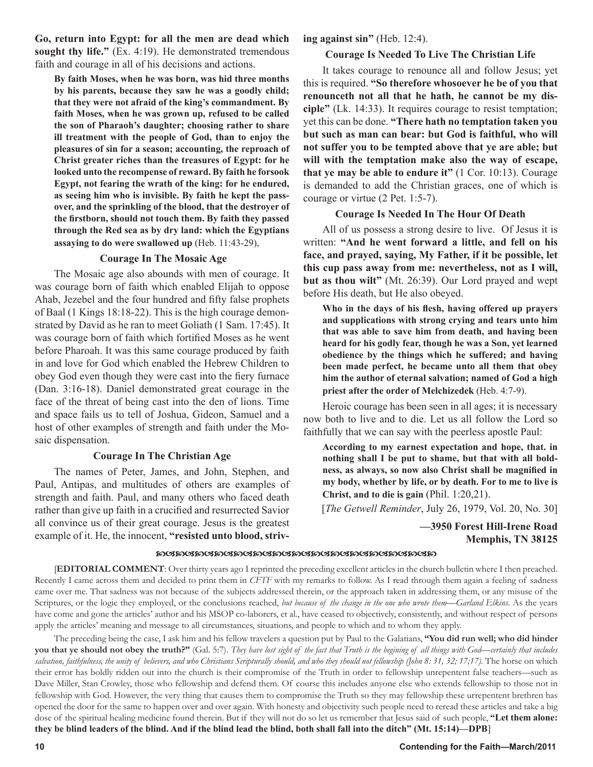**Go, return into Egypt: for all the men are dead which sought thy life."** (Ex. 4:19). He demonstrated tremendous faith and courage in all of his decisions and actions.

> **By faith Moses, when he was born, was hid three months by his parents, because they saw he was a goodly child; that they were not afraid of the king's commandment. By faith Moses, when he was grown up, refused to be called the son of Pharaoh's daughter; choosing rather to share ill treatment with the people of God, than to enjoy the pleasures of sin for a season; accounting, the reproach of Christ greater riches than the treasures of Egypt: for he looked unto the recompense of reward. By faith he forsook Egypt, not fearing the wrath of the king: for he endured, as seeing him who is invisible. By faith he kept the passover, and the sprinkling of the blood, that the destroyer of the firstborn, should not touch them. By faith they passed through the Red sea as by dry land: which the Egyptians assaying to do were swallowed up** (Heb. 11:43-29),

### Courage In The Mosaic Age

The Mosaic age also abounds with men of courage. It was courage born of faith which enabled Elijah to oppose Ahab, Jezebel and the four hundred and fifty false prophets of Baal (1 Kings 18:18-22). This is the high courage demonstrated by David as he ran to meet Goliath (1 Sam. 17:45). It was courage born of faith which fortified Moses as he went before Pharoah. It was this same courage produced by faith in and love for God which enabled the Hebrew Children to obey God even though they were cast into the fiery furnace (Dan. 3:16-18). Daniel demonstrated great courage in the face of the threat of being cast into the den of lions. Time and space fails us to tell of Joshua, Gideon, Samuel and a host of other examples of strength and faith under the Mosaic dispensation.

### Courage In The Christian Age

The names of Peter, James, and John, Stephen, and Paul, Antipas, and multitudes of others are examples of strength and faith. Paul, and many others who faced death rather than give up faith in a crucified and resurrected Savior all convince us of their great courage. Jesus is the greatest example of it. He, the innocent, **"resisted unto blood, striving against sin"** (Heb. 12:4).

### Courage Is Needed To Live The Christian Life

It takes courage to renounce all and follow Jesus; yet this is required. **"So therefore whosoever he be of you that renounceth not all that he hath, he cannot be my disciple"** (Lk. 14:33). It requires courage to resist temptation; yet this can be done. **"There hath no temptation taken you but such as man can bear: but God is faithful, who will not suffer you to be tempted above that ye are able; but will with the temptation make also the way of escape, that ye may be able to endure it"** (1 Cor. 10:13). Courage is demanded to add the Christian graces, one of which is courage or virtue (2 Pet. 1:5-7).

### Courage Is Needed In The Hour Of Death

All of us possess a strong desire to live. Of Jesus it is written: **"And he went forward a little, and fell on his face, and prayed, saying, My Father, if it be possible, let this cup pass away from me: nevertheless, not as I will, but as thou wilt"** (Mt. 26:39). Our Lord prayed and wept before His death, but He also obeyed.

> **Who in the days of his flesh, having offered up prayers and supplications with strong crying and tears unto him that was able to save him from death, and having been heard for his godly fear, though he was a Son, yet learned obedience by the things which he suffered; and having been made perfect, he became unto all them that obey him the author of eternal salvation; named of God a high priest after the order of Melchizedek** (Heb. 4:7-9).

Heroic courage has been seen in all ages; it is necessary now both to live and to die. Let us all follow the Lord so faithfully that we can say with the peerless apostle Paul:

> **According to my earnest expectation and hope, that. in nothing shall I be put to shame, but that with all boldness, as always, so now also Christ shall be magnified in my body, whether by life, or by death. For to me to live is Christ, and to die is gain** (Phil. 1:20,21).

[*The Getwell Reminder*, July 26, 1979, Vol. 20, No. 30]

**—3950 Forest Hill-Irene Road**
**Memphis, TN 38125**

[**EDITORIAL COMMENT**: Over thirty years ago I reprinted the preceding excellent articles in the church bulletin where I then preached. Recently I came across them and decided to print them in *CFTF* with my remarks to follow. As I read through them again a feeling of sadness came over me. That sadness was not because of the subjects addressed therein, or the approach taken in addressing them, or any misuse of the Scriptures, or the logic they employed, or the conclusions reached, *but because of the change in the one who wrote them—Garland Elkins*. As the years have come and gone the articles' author and his MSOP co-laborers, et al., have ceased to objectively, consistently, and without respect of persons apply the articles' meaning and message to all circumstances, situations, and people to which and to whom they apply.

The preceding being the case, I ask him and his fellow travelers a question put by Paul to the Galatians, **"You did run well; who did hinder you that ye should not obey the truth?"** (Gal. 5:7). *They have lost sight of the fact that Truth is the begining of all things with God—certainly that includes salvation, faithfulness, the unity of believers, and who Christians Scripturally should, and who they should not fellowship (John 8: 31, 32; 17;17).* The horse on which their error has boldly ridden out into the church is their compromise of the Truth in order to fellowship unrepentent false teachers—such as Dave Miller, Stan Crowley, those who fellowship and defend them. Of course this includes anyone else who extends fellowship to those not in fellowship with God. However, the very thing that causes them to compromise the Truth so they may fellowship these urrepentent brethren has opened the door for the same to happen over and over again. With honesty and objectivity such people need to reread these articles and take a big dose of the spiritual healing medicine found therein. But if they will not do so let us remember that Jesus said of such people, **"Let them alone: they be blind leaders of the blind. And if the blind lead the blind, both shall fall into the ditch" (Mt. 15:14)—DPB**]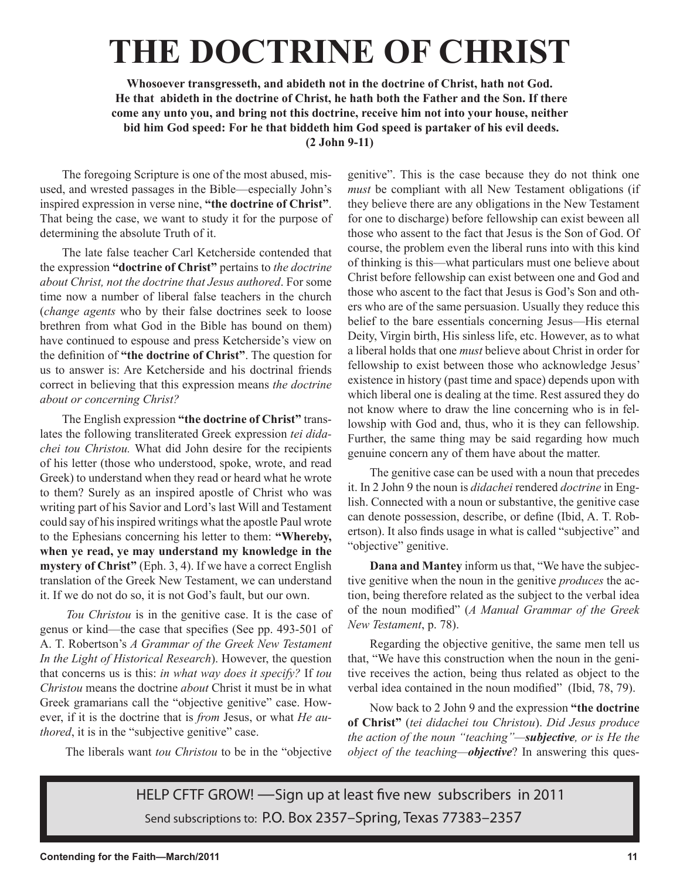# THE DOCTRINE OF CHRIST

**Whosoever transgresseth, and abideth not in the doctrine of Christ, hath not God. He that abideth in the doctrine of Christ, he hath both the Father and the Son. If there come any unto you, and bring not this doctrine, receive him not into your house, neither bid him God speed: For he that biddeth him God speed is partaker of his evil deeds. (2 John 9-11)**

The foregoing Scripture is one of the most abused, misused, and wrested passages in the Bible—especially John's inspired expression in verse nine, **"the doctrine of Christ"**. That being the case, we want to study it for the purpose of determining the absolute Truth of it.

The late false teacher Carl Ketcherside contended that the expression **"doctrine of Christ"** pertains to *the doctrine about Christ, not the doctrine that Jesus authored*. For some time now a number of liberal false teachers in the church (*change agents* who by their false doctrines seek to loose brethren from what God in the Bible has bound on them) have continued to espouse and press Ketcherside's view on the definition of **"the doctrine of Christ"**. The question for us to answer is: Are Ketcherside and his doctrinal friends correct in believing that this expression means *the doctrine about or concerning Christ?*

The English expression **"the doctrine of Christ"** translates the following transliterated Greek expression *tei didachei tou Christou.* What did John desire for the recipients of his letter (those who understood, spoke, wrote, and read Greek) to understand when they read or heard what he wrote to them? Surely as an inspired apostle of Christ who was writing part of his Savior and Lord's last Will and Testament could say of his inspired writings what the apostle Paul wrote to the Ephesians concerning his letter to them: **"Whereby, when ye read, ye may understand my knowledge in the mystery of Christ"** (Eph. 3, 4). If we have a correct English translation of the Greek New Testament, we can understand it. If we do not do so, it is not God's fault, but our own.

*Tou Christou* is in the genitive case. It is the case of genus or kind—the case that specifies (See pp. 493-501 of A. T. Robertson's *A Grammar of the Greek New Testament In the Light of Historical Research*). However, the question that concerns us is this: *in what way does it specify?* If *tou Christou* means the doctrine *about* Christ it must be in what Greek gramarians call the "objective genitive" case. However, if it is the doctrine that is *from* Jesus, or what *He authored*, it is in the "subjective genitive" case.

The liberals want *tou Christou* to be in the "objective genitive". This is the case because they do not think one *must* be compliant with all New Testament obligations (if they believe there are any obligations in the New Testament for one to discharge) before fellowship can exist beween all those who assent to the fact that Jesus is the Son of God. Of course, the problem even the liberal runs into with this kind of thinking is this—what particulars must one believe about Christ before fellowship can exist between one and God and those who ascent to the fact that Jesus is God's Son and others who are of the same persuasion. Usually they reduce this belief to the bare essentials concerning Jesus—His eternal Deity, Virgin birth, His sinless life, etc. However, as to what a liberal holds that one *must* believe about Christ in order for fellowship to exist between those who acknowledge Jesus' existence in history (past time and space) depends upon with which liberal one is dealing at the time. Rest assured they do not know where to draw the line concerning who is in fellowship with God and, thus, who it is they can fellowship. Further, the same thing may be said regarding how much genuine concern any of them have about the matter.

The genitive case can be used with a noun that precedes it. In 2 John 9 the noun is *didachei* rendered *doctrine* in English. Connected with a noun or substantive, the genitive case can denote possession, describe, or define (Ibid, A. T. Robertson). It also finds usage in what is called "subjective" and "objective" genitive.

**Dana and Mantey** inform us that, "We have the subjective genitive when the noun in the genitive *produces* the action, being therefore related as the subject to the verbal idea of the noun modified" (*A Manual Grammar of the Greek New Testament*, p. 78).

Regarding the objective genitive, the same men tell us that, "We have this construction when the noun in the genitive receives the action, being thus related as object to the verbal idea contained in the noun modified" (Ibid, 78, 79).

Now back to 2 John 9 and the expression **"the doctrine of Christ"** (*tei didachei tou Christou*). *Did Jesus produce the action of the noun "teaching"—**subjective**, or is He the object of the teaching—**objective***? In answering this ques-

HELP CFTF GROW! —Sign up at least five new subscribers in 2011

Send subscriptions to: P.O. Box 2357–Spring, Texas 77383–2357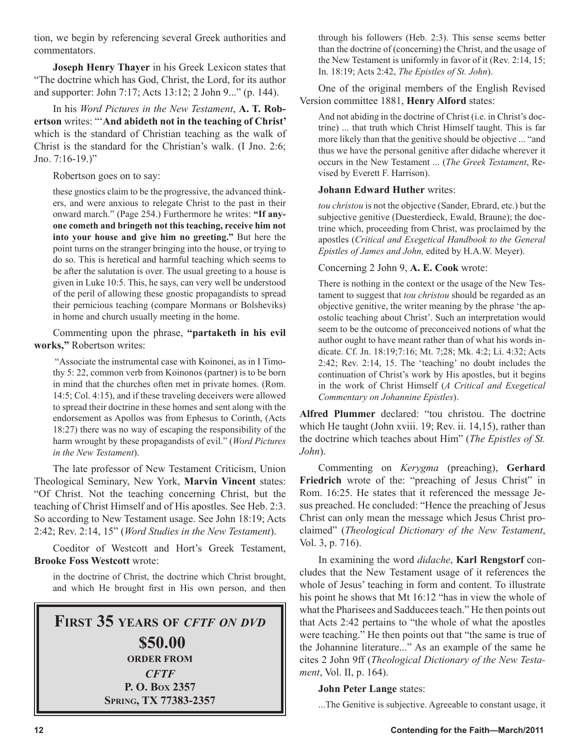tion, we begin by referencing several Greek authorities and commentators.

**Joseph Henry Thayer** in his Greek Lexicon states that "The doctrine which has God, Christ, the Lord, for its author and supporter: John 7:17; Acts 13:12; 2 John 9..." (p. 144).

In his *Word Pictures in the New Testament*, **A. T. Robertson** writes: "'**And abideth not in the teaching of Christ'** which is the standard of Christian teaching as the walk of Christ is the standard for the Christian's walk. (I Jno. 2:6; Jno. 7:16-19.)"

Robertson goes on to say:

> these gnostics claim to be the progressive, the advanced thinkers, and were anxious to relegate Christ to the past in their onward march." (Page 254.) Furthermore he writes: **"If anyone cometh and bringeth not this teaching, receive him not into your house and give him no greeting."** But here the point turns on the stranger bringing into the house, or trying to do so. This is heretical and harmful teaching which seems to be after the salutation is over. The usual greeting to a house is given in Luke 10:5. This, he says, can very well be understood of the peril of allowing these gnostic propagandists to spread their pernicious teaching (compare Mormans or Bolsheviks) in home and church usually meeting in the home.

Commenting upon the phrase, **"partaketh in his evil works,"** Robertson writes:

> "Associate the instrumental case with Koinonei, as in I Timothy 5: 22, common verb from Koinonos (partner) is to be born in mind that the churches often met in private homes. (Rom. 14:5; Col. 4:15), and if these traveling deceivers were allowed to spread their doctrine in these homes and sent along with the endorsement as Apollos was from Ephesus to Corinth, (Acts 18:27) there was no way of escaping the responsibility of the harm wrought by these propagandists of evil." (*Word Pictures in the New Testament*).

The late professor of New Testament Criticism, Union Theological Seminary, New York, **Marvin Vincent** states: "Of Christ. Not the teaching concerning Christ, but the teaching of Christ Himself and of His apostles. See Heb. 2:3. So according to New Testament usage. See John 18:19; Acts 2:42; Rev. 2:14, 15" (*Word Studies in the New Testament*).

Coeditor of Westcott and Hort's Greek Testament, **Brooke Foss Westcott** wrote:

> in the doctrine of Christ, the doctrine which Christ brought, and which He brought first in His own person, and then through his followers (Heb. 2:3). This sense seems better than the doctrine of (concerning) the Christ, and the usage of the New Testament is uniformly in favor of it (Rev. 2:14, 15; In. 18:19; Acts 2:42, *The Epistles of St. John*).

One of the original members of the English Revised Version committee 1881, **Henry Alford** states:

> And not abiding in the doctrine of Christ (i.e. in Christ's doctrine) ... that truth which Christ Himself taught. This is far more likely than that the genitive should be objective ... "and thus we have the personal genitive after didache wherever it occurs in the New Testament ... (*The Greek Testament*, Revised by Everett F. Harrison).

**Johann Edward Huther** writes:

> *tou christou* is not the objective (Sander, Ebrard, etc.) but the subjective genitive (Duesterdieck, Ewald, Braune); the doctrine which, proceeding from Christ, was proclaimed by the apostles (*Critical and Exegetical Handbook to the General Epistles of James and John,* edited by H.A.W. Meyer).

Concerning 2 John 9, **A. E. Cook** wrote:

> There is nothing in the context or the usage of the New Testament to suggest that *tou christou* should be regarded as an objective genitive, the writer meaning by the phrase 'the apostolic teaching about Christ'. Such an interpretation would seem to be the outcome of preconceived notions of what the author ought to have meant rather than of what his words indicate. Cf. Jn. 18:19;7:16; Mt. 7;28; Mk. 4:2; Li. 4:32; Acts 2:42; Rev. 2:14, 15. The 'teaching' no doubt includes the continuation of Christ's work by His apostles, but it begins in the work of Christ Himself (*A Critical and Exegetical Commentary on Johannine Epistles*).

**Alfred Plummer** declared: "tou christou. The doctrine which He taught (John xviii. 19; Rev. ii. 14,15), rather than the doctrine which teaches about Him" (*The Epistles of St. John*).

Commenting on *Kerygma* (preaching), **Gerhard Friedrich** wrote of the: "preaching of Jesus Christ" in Rom. 16:25. He states that it referenced the message Jesus preached. He concluded: "Hence the preaching of Jesus Christ can only mean the message which Jesus Christ proclaimed" (*Theological Dictionary of the New Testament*, Vol. 3, p. 716).

In examining the word *didache*, **Karl Rengstorf** concludes that the New Testament usage of it references the whole of Jesus' teaching in form and content. To illustrate his point he shows that Mt 16:12 "has in view the whole of what the Pharisees and Sadducees teach." He then points out that Acts 2:42 pertains to "the whole of what the apostles were teaching." He then points out that "the same is true of the Johannine literature..." As an example of the same he cites 2 John 9ff (*Theological Dictionary of the New Testament*, Vol. II, p. 164).

**John Peter Lange** states:

> ...The Genitive is subjective. Agreeable to constant usage, it

**First 35 years of *CFTF on DVD***
**$50.00**
**ORDER FROM**
***CFTF***
**P. O. Box 2357**
**Spring, TX 77383-2357**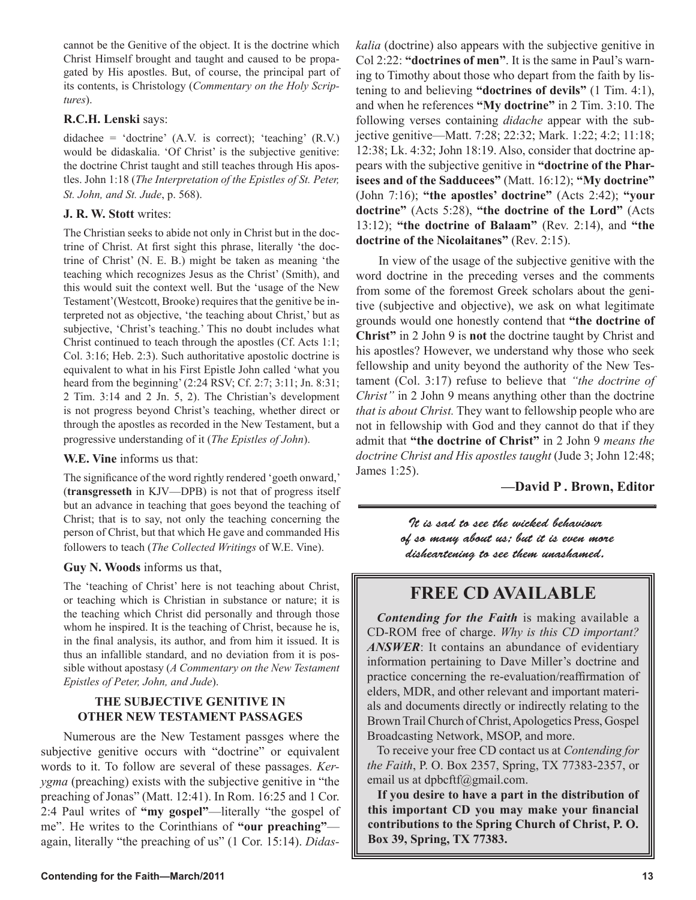cannot be the Genitive of the object. It is the doctrine which Christ Himself brought and taught and caused to be propagated by His apostles. But, of course, the principal part of its contents, is Christology (*Commentary on the Holy Scriptures*).

**R.C.H. Lenski** says:

didachee = 'doctrine' (A.V. is correct); 'teaching' (R.V.) would be didaskalia. 'Of Christ' is the subjective genitive: the doctrine Christ taught and still teaches through His apostles. John 1:18 (*The Interpretation of the Epistles of St. Peter, St. John, and St. Jude*, p. 568).

**J. R. W. Stott** writes:

The Christian seeks to abide not only in Christ but in the doctrine of Christ. At first sight this phrase, literally 'the doctrine of Christ' (N. E. B.) might be taken as meaning 'the teaching which recognizes Jesus as the Christ' (Smith), and this would suit the context well. But the 'usage of the New Testament'(Westcott, Brooke) requires that the genitive be interpreted not as objective, 'the teaching about Christ,' but as subjective, 'Christ's teaching.' This no doubt includes what Christ continued to teach through the apostles (Cf. Acts 1:1; Col. 3:16; Heb. 2:3). Such authoritative apostolic doctrine is equivalent to what in his First Epistle John called 'what you heard from the beginning' (2:24 RSV; Cf. 2:7; 3:11; Jn. 8:31; 2 Tim. 3:14 and 2 Jn. 5, 2). The Christian's development is not progress beyond Christ's teaching, whether direct or through the apostles as recorded in the New Testament, but a progressive understanding of it (*The Epistles of John*).

**W.E. Vine** informs us that:

The significance of the word rightly rendered 'goeth onward,' (**transgresseth** in KJV—DPB) is not that of progress itself but an advance in teaching that goes beyond the teaching of Christ; that is to say, not only the teaching concerning the person of Christ, but that which He gave and commanded His followers to teach (*The Collected Writings* of W.E. Vine).

**Guy N. Woods** informs us that,

The 'teaching of Christ' here is not teaching about Christ, or teaching which is Christian in substance or nature; it is the teaching which Christ did personally and through those whom he inspired. It is the teaching of Christ, because he is, in the final analysis, its author, and from him it issued. It is thus an infallible standard, and no deviation from it is possible without apostasy (*A Commentary on the New Testament Epistles of Peter, John, and Jude*).

### THE SUBJECTIVE GENITIVE IN OTHER NEW TESTAMENT PASSAGES

Numerous are the New Testament passges where the subjective genitive occurs with "doctrine" or equivalent words to it. To follow are several of these passages. *Kerygma* (preaching) exists with the subjective genitive in "the preaching of Jonas" (Matt. 12:41). In Rom. 16:25 and 1 Cor. 2:4 Paul writes of **"my gospel"**—literally "the gospel of me". He writes to the Corinthians of **"our preaching"**—again, literally "the preaching of us" (1 Cor. 15:14). *Didaskalia* (doctrine) also appears with the subjective genitive in Col 2:22: **"doctrines of men"**. It is the same in Paul's warning to Timothy about those who depart from the faith by listening to and believing **"doctrines of devils"** (1 Tim. 4:1), and when he references **"My doctrine"** in 2 Tim. 3:10. The following verses containing *didache* appear with the subjective genitive—Matt. 7:28; 22:32; Mark. 1:22; 4:2; 11:18; 12:38; Lk. 4:32; John 18:19. Also, consider that doctrine appears with the subjective genitive in **"doctrine of the Pharisees and of the Sadducees"** (Matt. 16:12); **"My doctrine"** (John 7:16); **"the apostles' doctrine"** (Acts 2:42); **"your doctrine"** (Acts 5:28), **"the doctrine of the Lord"** (Acts 13:12); **"the doctrine of Balaam"** (Rev. 2:14), and **"the doctrine of the Nicolaitanes"** (Rev. 2:15).

In view of the usage of the subjective genitive with the word doctrine in the preceding verses and the comments from some of the foremost Greek scholars about the genitive (subjective and objective), we ask on what legitimate grounds would one honestly contend that **"the doctrine of Christ"** in 2 John 9 is **not** the doctrine taught by Christ and his apostles? However, we understand why those who seek fellowship and unity beyond the authority of the New Testament (Col. 3:17) refuse to believe that *"the doctrine of Christ"* in 2 John 9 means anything other than the doctrine *that is about Christ.* They want to fellowship people who are not in fellowship with God and they cannot do that if they admit that **"the doctrine of Christ"** in 2 John 9 *means the doctrine Christ and His apostles taught* (Jude 3; John 12:48; James 1:25).

**—David P . Brown, Editor**

---

*It is sad to see the wicked behaviour of so many about us; but it is even more disheartening to see them unashamed.*

## FREE CD AVAILABLE

***Contending for the Faith*** is making available a CD-ROM free of charge. *Why is this CD important? **ANSWER***: It contains an abundance of evidentiary information pertaining to Dave Miller's doctrine and practice concerning the re-evaluation/reaffirmation of elders, MDR, and other relevant and important materials and documents directly or indirectly relating to the Brown Trail Church of Christ, Apologetics Press, Gospel Broadcasting Network, MSOP, and more.

To receive your free CD contact us at *Contending for the Faith*, P. O. Box 2357, Spring, TX 77383-2357, or email us at dpbcftf@gmail.com.

**If you desire to have a part in the distribution of this important CD you may make your financial contributions to the Spring Church of Christ, P. O. Box 39, Spring, TX 77383.**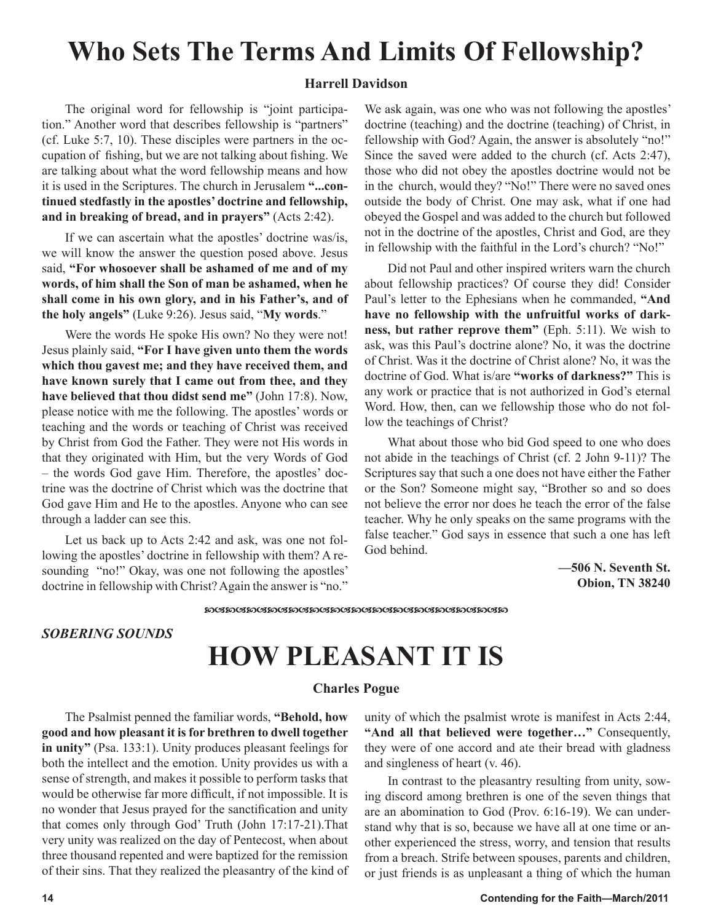# Who Sets The Terms And Limits Of Fellowship?

**Harrell Davidson**

The original word for fellowship is "joint participation." Another word that describes fellowship is "partners" (cf. Luke 5:7, 10). These disciples were partners in the occupation of fishing, but we are not talking about fishing. We are talking about what the word fellowship means and how it is used in the Scriptures. The church in Jerusalem **"...continued stedfastly in the apostles' doctrine and fellowship, and in breaking of bread, and in prayers"** (Acts 2:42).

If we can ascertain what the apostles' doctrine was/is, we will know the answer the question posed above. Jesus said, **"For whosoever shall be ashamed of me and of my words, of him shall the Son of man be ashamed, when he shall come in his own glory, and in his Father's, and of the holy angels"** (Luke 9:26). Jesus said, "**My words**."

Were the words He spoke His own? No they were not! Jesus plainly said, **"For I have given unto them the words which thou gavest me; and they have received them, and have known surely that I came out from thee, and they have believed that thou didst send me"** (John 17:8). Now, please notice with me the following. The apostles' words or teaching and the words or teaching of Christ was received by Christ from God the Father. They were not His words in that they originated with Him, but the very Words of God – the words God gave Him. Therefore, the apostles' doctrine was the doctrine of Christ which was the doctrine that God gave Him and He to the apostles. Anyone who can see through a ladder can see this.

Let us back up to Acts 2:42 and ask, was one not following the apostles' doctrine in fellowship with them? A resounding "no!" Okay, was one not following the apostles' doctrine in fellowship with Christ? Again the answer is "no." We ask again, was one who was not following the apostles' doctrine (teaching) and the doctrine (teaching) of Christ, in fellowship with God? Again, the answer is absolutely "no!" Since the saved were added to the church (cf. Acts 2:47), those who did not obey the apostles doctrine would not be in the church, would they? "No!" There were no saved ones outside the body of Christ. One may ask, what if one had obeyed the Gospel and was added to the church but followed not in the doctrine of the apostles, Christ and God, are they in fellowship with the faithful in the Lord's church? "No!"

Did not Paul and other inspired writers warn the church about fellowship practices? Of course they did! Consider Paul's letter to the Ephesians when he commanded, **"And have no fellowship with the unfruitful works of darkness, but rather reprove them"** (Eph. 5:11). We wish to ask, was this Paul's doctrine alone? No, it was the doctrine of Christ. Was it the doctrine of Christ alone? No, it was the doctrine of God. What is/are **"works of darkness?"** This is any work or practice that is not authorized in God's eternal Word. How, then, can we fellowship those who do not follow the teachings of Christ?

What about those who bid God speed to one who does not abide in the teachings of Christ (cf. 2 John 9-11)? The Scriptures say that such a one does not have either the Father or the Son? Someone might say, "Brother so and so does not believe the error nor does he teach the error of the false teacher. Why he only speaks on the same programs with the false teacher." God says in essence that such a one has left God behind.

**—506 N. Seventh St.**
**Obion, TN 38240**

---

***SOBERING SOUNDS***

# HOW PLEASANT IT IS

**Charles Pogue**

The Psalmist penned the familiar words, **"Behold, how good and how pleasant it is for brethren to dwell together in unity"** (Psa. 133:1). Unity produces pleasant feelings for both the intellect and the emotion. Unity provides us with a sense of strength, and makes it possible to perform tasks that would be otherwise far more difficult, if not impossible. It is no wonder that Jesus prayed for the sanctification and unity that comes only through God' Truth (John 17:17-21).That very unity was realized on the day of Pentecost, when about three thousand repented and were baptized for the remission of their sins. That they realized the pleasantry of the kind of unity of which the psalmist wrote is manifest in Acts 2:44, **"And all that believed were together…"** Consequently, they were of one accord and ate their bread with gladness and singleness of heart (v. 46).

In contrast to the pleasantry resulting from unity, sowing discord among brethren is one of the seven things that are an abomination to God (Prov. 6:16-19). We can understand why that is so, because we have all at one time or another experienced the stress, worry, and tension that results from a breach. Strife between spouses, parents and children, or just friends is as unpleasant a thing of which the human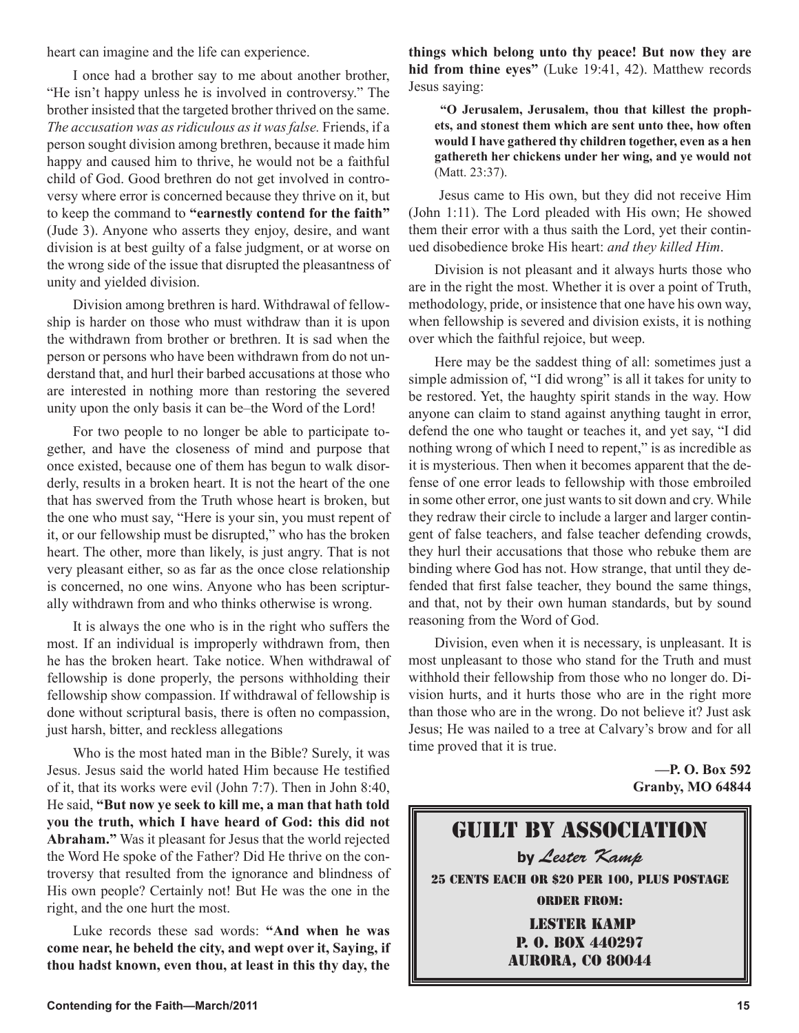heart can imagine and the life can experience.

I once had a brother say to me about another brother, "He isn't happy unless he is involved in controversy." The brother insisted that the targeted brother thrived on the same. *The accusation was as ridiculous as it was false.* Friends, if a person sought division among brethren, because it made him happy and caused him to thrive, he would not be a faithful child of God. Good brethren do not get involved in controversy where error is concerned because they thrive on it, but to keep the command to **"earnestly contend for the faith"** (Jude 3). Anyone who asserts they enjoy, desire, and want division is at best guilty of a false judgment, or at worse on the wrong side of the issue that disrupted the pleasantness of unity and yielded division.

Division among brethren is hard. Withdrawal of fellowship is harder on those who must withdraw than it is upon the withdrawn from brother or brethren. It is sad when the person or persons who have been withdrawn from do not understand that, and hurl their barbed accusations at those who are interested in nothing more than restoring the severed unity upon the only basis it can be–the Word of the Lord!

For two people to no longer be able to participate together, and have the closeness of mind and purpose that once existed, because one of them has begun to walk disorderly, results in a broken heart. It is not the heart of the one that has swerved from the Truth whose heart is broken, but the one who must say, "Here is your sin, you must repent of it, or our fellowship must be disrupted," who has the broken heart. The other, more than likely, is just angry. That is not very pleasant either, so as far as the once close relationship is concerned, no one wins. Anyone who has been scripturally withdrawn from and who thinks otherwise is wrong.

It is always the one who is in the right who suffers the most. If an individual is improperly withdrawn from, then he has the broken heart. Take notice. When withdrawal of fellowship is done properly, the persons withholding their fellowship show compassion. If withdrawal of fellowship is done without scriptural basis, there is often no compassion, just harsh, bitter, and reckless allegations

Who is the most hated man in the Bible? Surely, it was Jesus. Jesus said the world hated Him because He testified of it, that its works were evil (John 7:7). Then in John 8:40, He said, **"But now ye seek to kill me, a man that hath told you the truth, which I have heard of God: this did not Abraham."** Was it pleasant for Jesus that the world rejected the Word He spoke of the Father? Did He thrive on the controversy that resulted from the ignorance and blindness of His own people? Certainly not! But He was the one in the right, and the one hurt the most.

Luke records these sad words: **"And when he was come near, he beheld the city, and wept over it, Saying, if thou hadst known, even thou, at least in this thy day, the things which belong unto thy peace! But now they are hid from thine eyes"** (Luke 19:41, 42). Matthew records Jesus saying:

> **"O Jerusalem, Jerusalem, thou that killest the prophets, and stonest them which are sent unto thee, how often would I have gathered thy children together, even as a hen gathereth her chickens under her wing, and ye would not** (Matt. 23:37).

Jesus came to His own, but they did not receive Him (John 1:11). The Lord pleaded with His own; He showed them their error with a thus saith the Lord, yet their continued disobedience broke His heart: *and they killed Him*.

Division is not pleasant and it always hurts those who are in the right the most. Whether it is over a point of Truth, methodology, pride, or insistence that one have his own way, when fellowship is severed and division exists, it is nothing over which the faithful rejoice, but weep.

Here may be the saddest thing of all: sometimes just a simple admission of, "I did wrong" is all it takes for unity to be restored. Yet, the haughty spirit stands in the way. How anyone can claim to stand against anything taught in error, defend the one who taught or teaches it, and yet say, "I did nothing wrong of which I need to repent," is as incredible as it is mysterious. Then when it becomes apparent that the defense of one error leads to fellowship with those embroiled in some other error, one just wants to sit down and cry. While they redraw their circle to include a larger and larger contingent of false teachers, and false teacher defending crowds, they hurl their accusations that those who rebuke them are binding where God has not. How strange, that until they defended that first false teacher, they bound the same things, and that, not by their own human standards, but by sound reasoning from the Word of God.

Division, even when it is necessary, is unpleasant. It is most unpleasant to those who stand for the Truth and must withhold their fellowship from those who no longer do. Division hurts, and it hurts those who are in the right more than those who are in the wrong. Do not believe it? Just ask Jesus; He was nailed to a tree at Calvary's brow and for all time proved that it is true.

**—P. O. Box 592**
**Granby, MO 64844**

---

## GUILT BY ASSOCIATION

**by *Lester Kamp***

25 CENTS EACH OR $20 PER 100, PLUS POSTAGE

ORDER FROM:

LESTER KAMP
P. O. BOX 440297
AURORA, CO 80044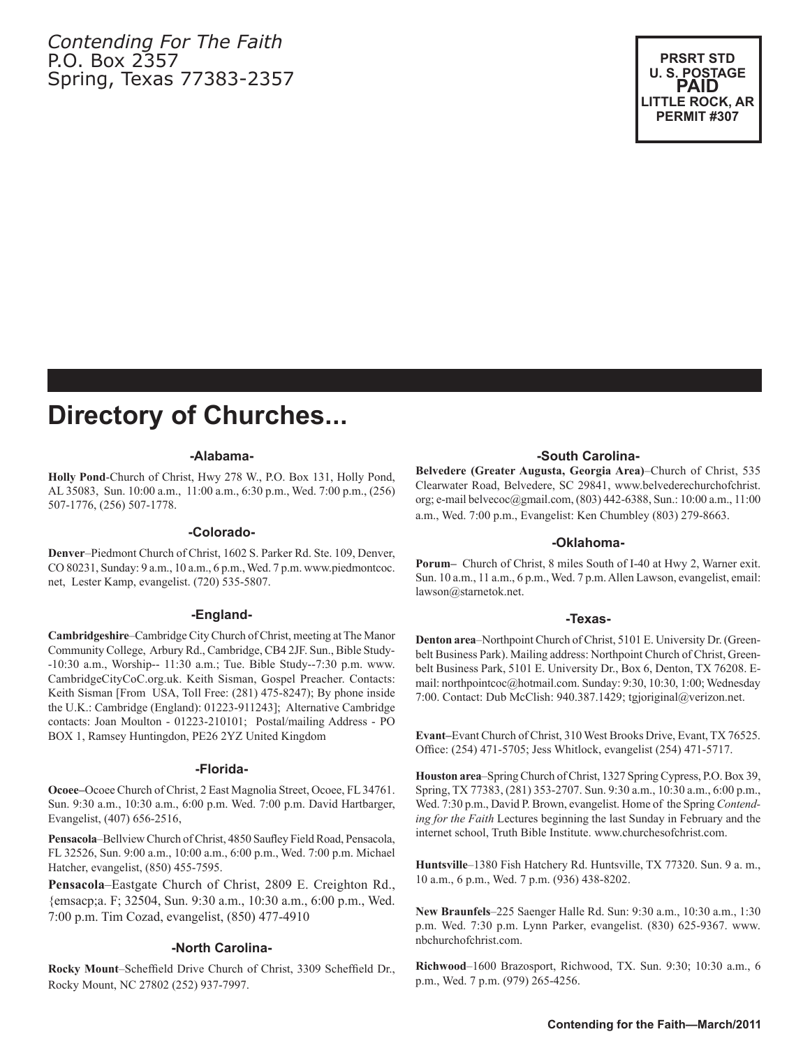*Contending For The Faith*
P.O. Box 2357
Spring, Texas 77383-2357

PRSRT STD
U. S. POSTAGE
**PAID**
LITTLE ROCK, AR
PERMIT #307

# Directory of Churches...

### -Alabama-

**Holly Pond**-Church of Christ, Hwy 278 W., P.O. Box 131, Holly Pond, AL 35083, Sun. 10:00 a.m., 11:00 a.m., 6:30 p.m., Wed. 7:00 p.m., (256) 507-1776, (256) 507-1778.

### -Colorado-

**Denver**–Piedmont Church of Christ, 1602 S. Parker Rd. Ste. 109, Denver, CO 80231, Sunday: 9 a.m., 10 a.m., 6 p.m., Wed. 7 p.m. www.piedmontcoc.net, Lester Kamp, evangelist. (720) 535-5807.

### -England-

**Cambridgeshire**–Cambridge City Church of Christ, meeting at The Manor Community College, Arbury Rd., Cambridge, CB4 2JF. Sun., Bible Study--10:30 a.m., Worship-- 11:30 a.m.; Tue. Bible Study--7:30 p.m. www.CambridgeCityCoC.org.uk. Keith Sisman, Gospel Preacher. Contacts: Keith Sisman [From USA, Toll Free: (281) 475-8247); By phone inside the U.K.: Cambridge (England): 01223-911243]; Alternative Cambridge contacts: Joan Moulton - 01223-210101; Postal/mailing Address - PO BOX 1, Ramsey Huntingdon, PE26 2YZ United Kingdom

### -Florida-

**Ocoee–**Ocoee Church of Christ, 2 East Magnolia Street, Ocoee, FL 34761. Sun. 9:30 a.m., 10:30 a.m., 6:00 p.m. Wed. 7:00 p.m. David Hartbarger, Evangelist, (407) 656-2516,

**Pensacola**–Bellview Church of Christ, 4850 Saufley Field Road, Pensacola, FL 32526, Sun. 9:00 a.m., 10:00 a.m., 6:00 p.m., Wed. 7:00 p.m. Michael Hatcher, evangelist, (850) 455-7595.

**Pensacola**–Eastgate Church of Christ, 2809 E. Creighton Rd., {emsacp;a. F; 32504, Sun. 9:30 a.m., 10:30 a.m., 6:00 p.m., Wed. 7:00 p.m. Tim Cozad, evangelist, (850) 477-4910

### -North Carolina-

**Rocky Mount**–Scheffield Drive Church of Christ, 3309 Scheffield Dr., Rocky Mount, NC 27802 (252) 937-7997.

### -South Carolina-

**Belvedere (Greater Augusta, Georgia Area)**–Church of Christ, 535 Clearwater Road, Belvedere, SC 29841, www.belvederechurchofchrist.org; e-mail belvecoc@gmail.com, (803) 442-6388, Sun.: 10:00 a.m., 11:00 a.m., Wed. 7:00 p.m., Evangelist: Ken Chumbley (803) 279-8663.

### -Oklahoma-

**Porum–** Church of Christ, 8 miles South of I-40 at Hwy 2, Warner exit. Sun. 10 a.m., 11 a.m., 6 p.m., Wed. 7 p.m. Allen Lawson, evangelist, email: lawson@starnetok.net.

### -Texas-

**Denton area**–Northpoint Church of Christ, 5101 E. University Dr. (Greenbelt Business Park). Mailing address: Northpoint Church of Christ, Greenbelt Business Park, 5101 E. University Dr., Box 6, Denton, TX 76208. E-mail: northpointcoc@hotmail.com. Sunday: 9:30, 10:30, 1:00; Wednesday 7:00. Contact: Dub McClish: 940.387.1429; tgjoriginal@verizon.net.

**Evant–**Evant Church of Christ, 310 West Brooks Drive, Evant, TX 76525. Office: (254) 471-5705; Jess Whitlock, evangelist (254) 471-5717.

**Houston area**–Spring Church of Christ, 1327 Spring Cypress, P.O. Box 39, Spring, TX 77383, (281) 353-2707. Sun. 9:30 a.m., 10:30 a.m., 6:00 p.m., Wed. 7:30 p.m., David P. Brown, evangelist. Home of the Spring *Contending for the Faith* Lectures beginning the last Sunday in February and the internet school, Truth Bible Institute. www.churchesofchrist.com.

**Huntsville**–1380 Fish Hatchery Rd. Huntsville, TX 77320. Sun. 9 a. m., 10 a.m., 6 p.m., Wed. 7 p.m. (936) 438-8202.

**New Braunfels**–225 Saenger Halle Rd. Sun: 9:30 a.m., 10:30 a.m., 1:30 p.m. Wed. 7:30 p.m. Lynn Parker, evangelist. (830) 625-9367. www.nbchurchofchrist.com.

**Richwood**–1600 Brazosport, Richwood, TX. Sun. 9:30; 10:30 a.m., 6 p.m., Wed. 7 p.m. (979) 265-4256.